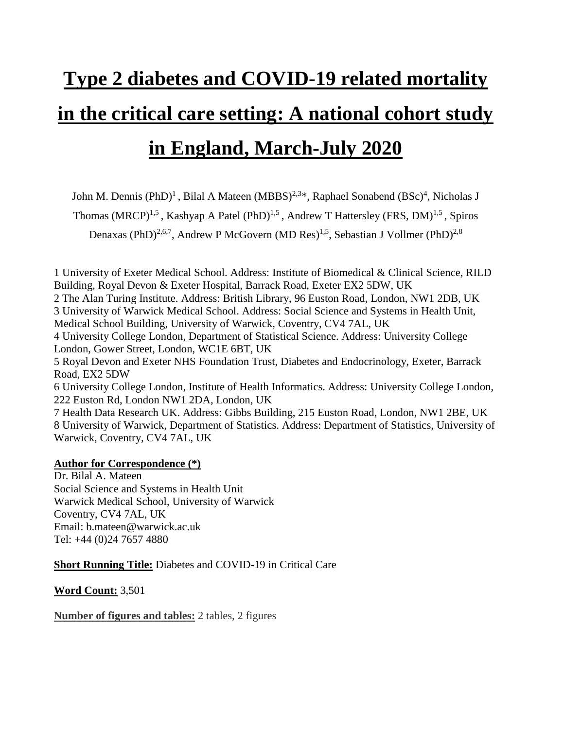# Type 2 diabetes and COVID-19 related mortality in the critical care setting: A national cohort study in England, March-July 2020

John M. Dennis (PhD)[1], Bilal A Mateen (MBBS)[2,3]*, Raphael Sonabend (BSc)[4], Nicholas J Thomas (MRCP)[1,5], Kashyap A Patel (PhD)[1,5], Andrew T Hattersley (FRS, DM)[1,5], Spiros Denaxas (PhD)[2,6,7], Andrew P McGovern (MD Res)[1,5], Sebastian J Vollmer (PhD)[2,8]

1 University of Exeter Medical School. Address: Institute of Biomedical & Clinical Science, RILD Building, Royal Devon & Exeter Hospital, Barrack Road, Exeter EX2 5DW, UK
2 The Alan Turing Institute. Address: British Library, 96 Euston Road, London, NW1 2DB, UK
3 University of Warwick Medical School. Address: Social Science and Systems in Health Unit, Medical School Building, University of Warwick, Coventry, CV4 7AL, UK
4 University College London, Department of Statistical Science. Address: University College London, Gower Street, London, WC1E 6BT, UK
5 Royal Devon and Exeter NHS Foundation Trust, Diabetes and Endocrinology, Exeter, Barrack Road, EX2 5DW
6 University College London, Institute of Health Informatics. Address: University College London, 222 Euston Rd, London NW1 2DA, London, UK
7 Health Data Research UK. Address: Gibbs Building, 215 Euston Road, London, NW1 2BE, UK
8 University of Warwick, Department of Statistics. Address: Department of Statistics, University of Warwick, Coventry, CV4 7AL, UK

**Author for Correspondence (*)**
Dr. Bilal A. Mateen
Social Science and Systems in Health Unit
Warwick Medical School, University of Warwick
Coventry, CV4 7AL, UK
Email: b.mateen@warwick.ac.uk
Tel: +44 (0)24 7657 4880

**Short Running Title:** Diabetes and COVID-19 in Critical Care

**Word Count:** 3,501

**Number of figures and tables:** 2 tables, 2 figures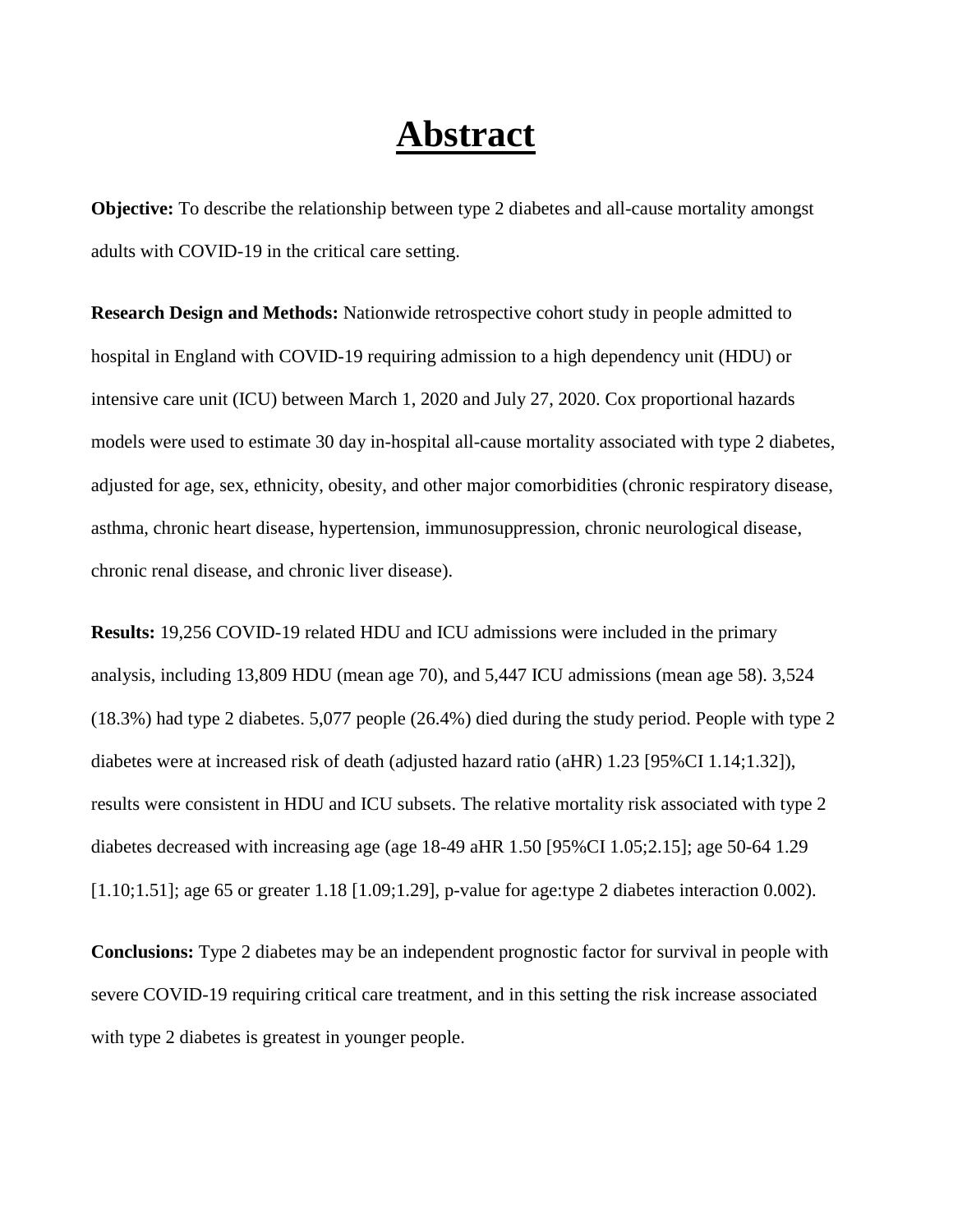# Abstract

**Objective:** To describe the relationship between type 2 diabetes and all-cause mortality amongst adults with COVID-19 in the critical care setting.

**Research Design and Methods:** Nationwide retrospective cohort study in people admitted to hospital in England with COVID-19 requiring admission to a high dependency unit (HDU) or intensive care unit (ICU) between March 1, 2020 and July 27, 2020. Cox proportional hazards models were used to estimate 30 day in-hospital all-cause mortality associated with type 2 diabetes, adjusted for age, sex, ethnicity, obesity, and other major comorbidities (chronic respiratory disease, asthma, chronic heart disease, hypertension, immunosuppression, chronic neurological disease, chronic renal disease, and chronic liver disease).

**Results:** 19,256 COVID-19 related HDU and ICU admissions were included in the primary analysis, including 13,809 HDU (mean age 70), and 5,447 ICU admissions (mean age 58). 3,524 (18.3%) had type 2 diabetes. 5,077 people (26.4%) died during the study period. People with type 2 diabetes were at increased risk of death (adjusted hazard ratio (aHR) 1.23 [95%CI 1.14;1.32]), results were consistent in HDU and ICU subsets. The relative mortality risk associated with type 2 diabetes decreased with increasing age (age 18-49 aHR 1.50 [95%CI 1.05;2.15]; age 50-64 1.29 [1.10;1.51]; age 65 or greater 1.18 [1.09;1.29], p-value for age:type 2 diabetes interaction 0.002).

**Conclusions:** Type 2 diabetes may be an independent prognostic factor for survival in people with severe COVID-19 requiring critical care treatment, and in this setting the risk increase associated with type 2 diabetes is greatest in younger people.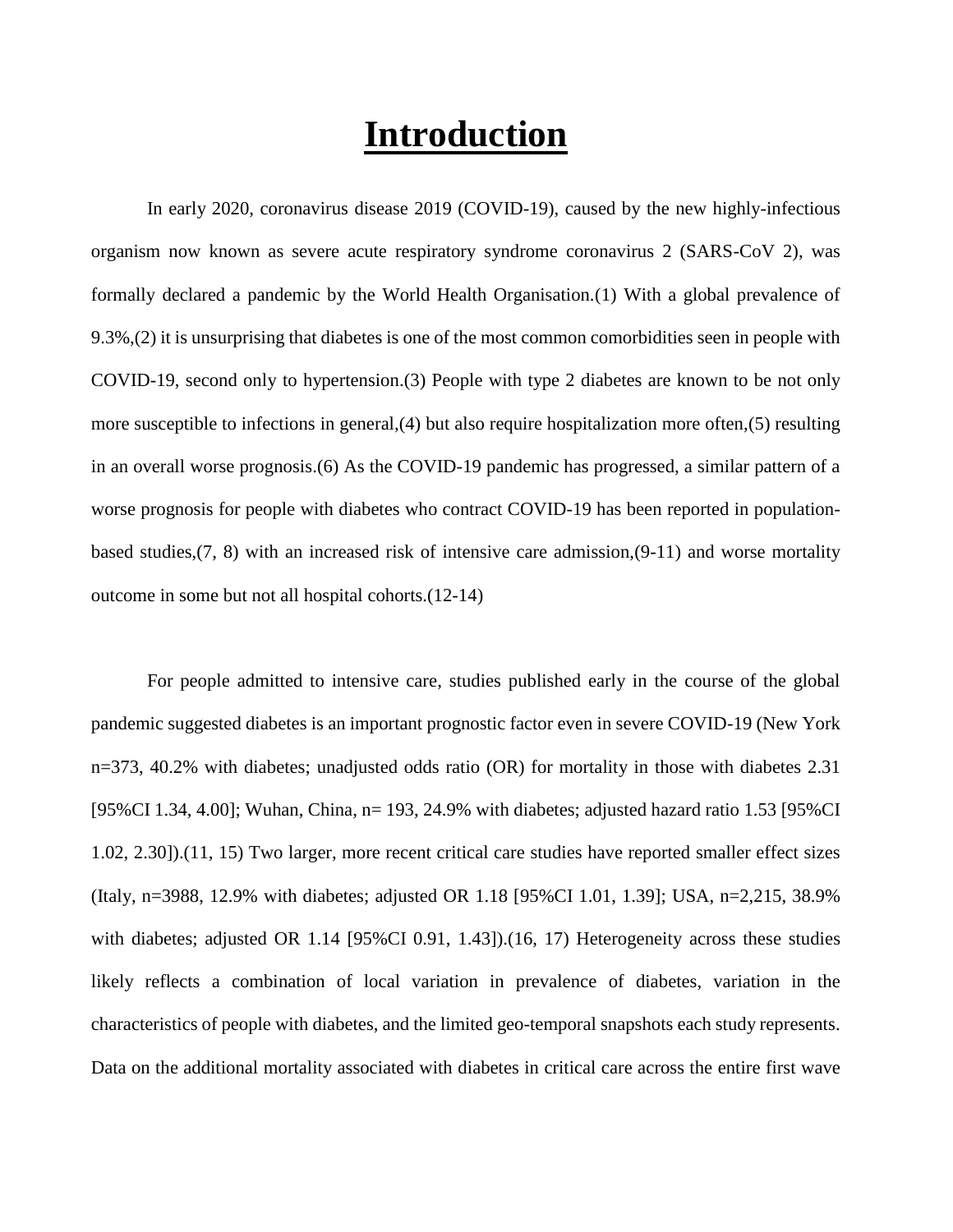# Introduction

In early 2020, coronavirus disease 2019 (COVID-19), caused by the new highly-infectious organism now known as severe acute respiratory syndrome coronavirus 2 (SARS-CoV 2), was formally declared a pandemic by the World Health Organisation.(1) With a global prevalence of 9.3%,(2) it is unsurprising that diabetes is one of the most common comorbidities seen in people with COVID-19, second only to hypertension.(3) People with type 2 diabetes are known to be not only more susceptible to infections in general,(4) but also require hospitalization more often,(5) resulting in an overall worse prognosis.(6) As the COVID-19 pandemic has progressed, a similar pattern of a worse prognosis for people with diabetes who contract COVID-19 has been reported in population-based studies,(7, 8) with an increased risk of intensive care admission,(9-11) and worse mortality outcome in some but not all hospital cohorts.(12-14)

For people admitted to intensive care, studies published early in the course of the global pandemic suggested diabetes is an important prognostic factor even in severe COVID-19 (New York n=373, 40.2% with diabetes; unadjusted odds ratio (OR) for mortality in those with diabetes 2.31 [95%CI 1.34, 4.00]; Wuhan, China, n= 193, 24.9% with diabetes; adjusted hazard ratio 1.53 [95%CI 1.02, 2.30]).(11, 15) Two larger, more recent critical care studies have reported smaller effect sizes (Italy, n=3988, 12.9% with diabetes; adjusted OR 1.18 [95%CI 1.01, 1.39]; USA, n=2,215, 38.9% with diabetes; adjusted OR 1.14 [95%CI 0.91, 1.43]).(16, 17) Heterogeneity across these studies likely reflects a combination of local variation in prevalence of diabetes, variation in the characteristics of people with diabetes, and the limited geo-temporal snapshots each study represents. Data on the additional mortality associated with diabetes in critical care across the entire first wave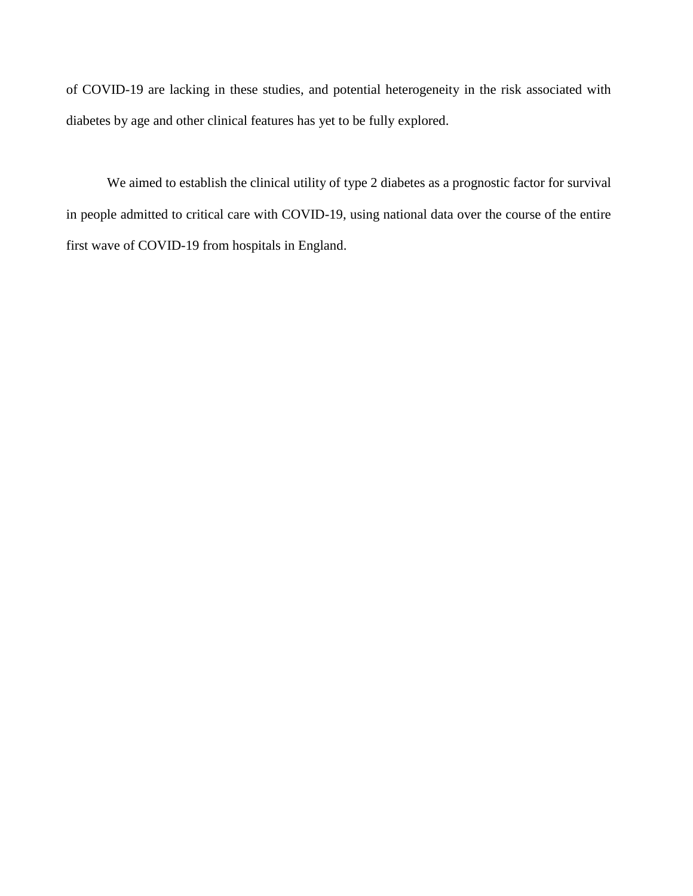of COVID-19 are lacking in these studies, and potential heterogeneity in the risk associated with diabetes by age and other clinical features has yet to be fully explored.

We aimed to establish the clinical utility of type 2 diabetes as a prognostic factor for survival in people admitted to critical care with COVID-19, using national data over the course of the entire first wave of COVID-19 from hospitals in England.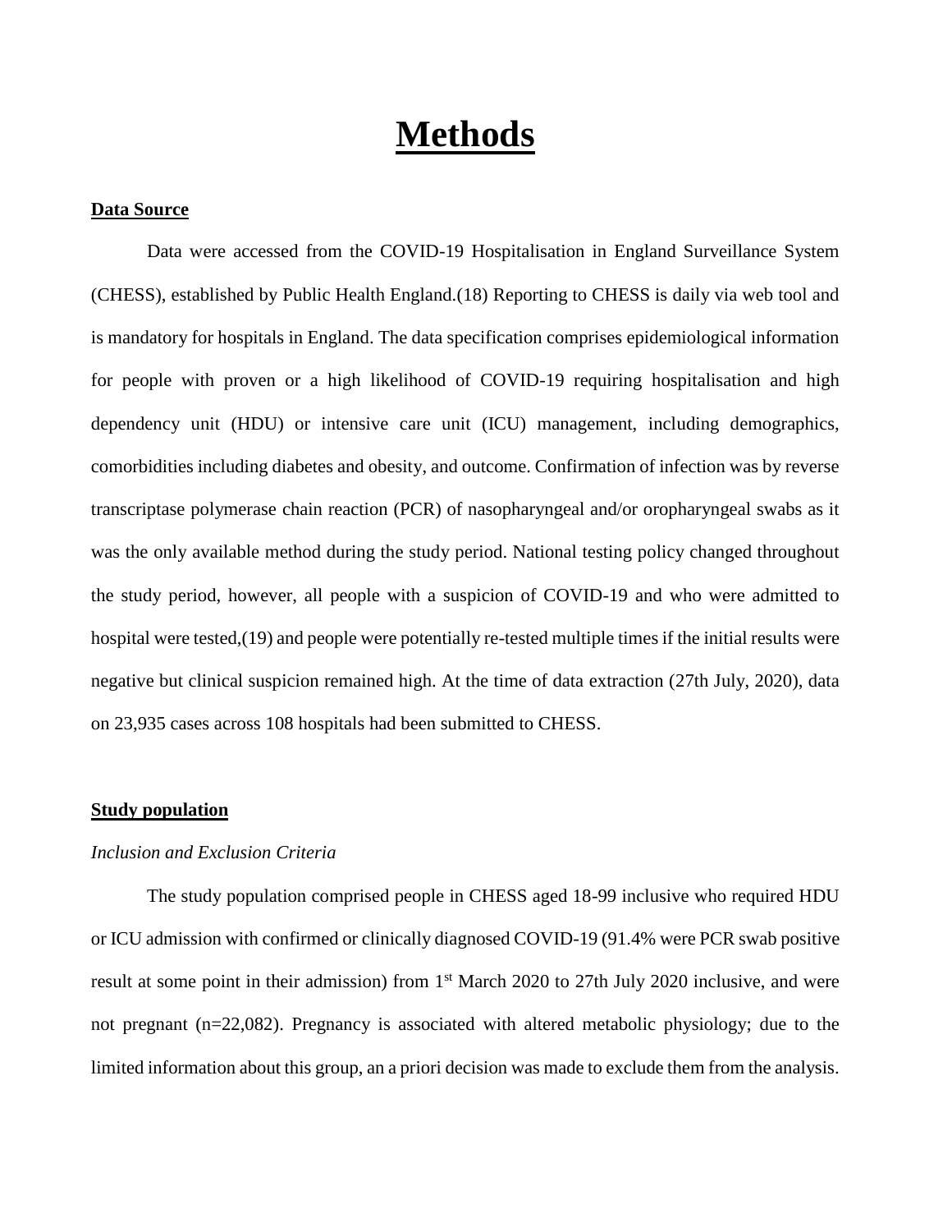# Methods

## Data Source

Data were accessed from the COVID-19 Hospitalisation in England Surveillance System (CHESS), established by Public Health England.(18) Reporting to CHESS is daily via web tool and is mandatory for hospitals in England. The data specification comprises epidemiological information for people with proven or a high likelihood of COVID-19 requiring hospitalisation and high dependency unit (HDU) or intensive care unit (ICU) management, including demographics, comorbidities including diabetes and obesity, and outcome. Confirmation of infection was by reverse transcriptase polymerase chain reaction (PCR) of nasopharyngeal and/or oropharyngeal swabs as it was the only available method during the study period. National testing policy changed throughout the study period, however, all people with a suspicion of COVID-19 and who were admitted to hospital were tested,(19) and people were potentially re-tested multiple times if the initial results were negative but clinical suspicion remained high. At the time of data extraction (27th July, 2020), data on 23,935 cases across 108 hospitals had been submitted to CHESS.

## Study population

*Inclusion and Exclusion Criteria*

The study population comprised people in CHESS aged 18-99 inclusive who required HDU or ICU admission with confirmed or clinically diagnosed COVID-19 (91.4% were PCR swab positive result at some point in their admission) from 1st March 2020 to 27th July 2020 inclusive, and were not pregnant (n=22,082). Pregnancy is associated with altered metabolic physiology; due to the limited information about this group, an a priori decision was made to exclude them from the analysis.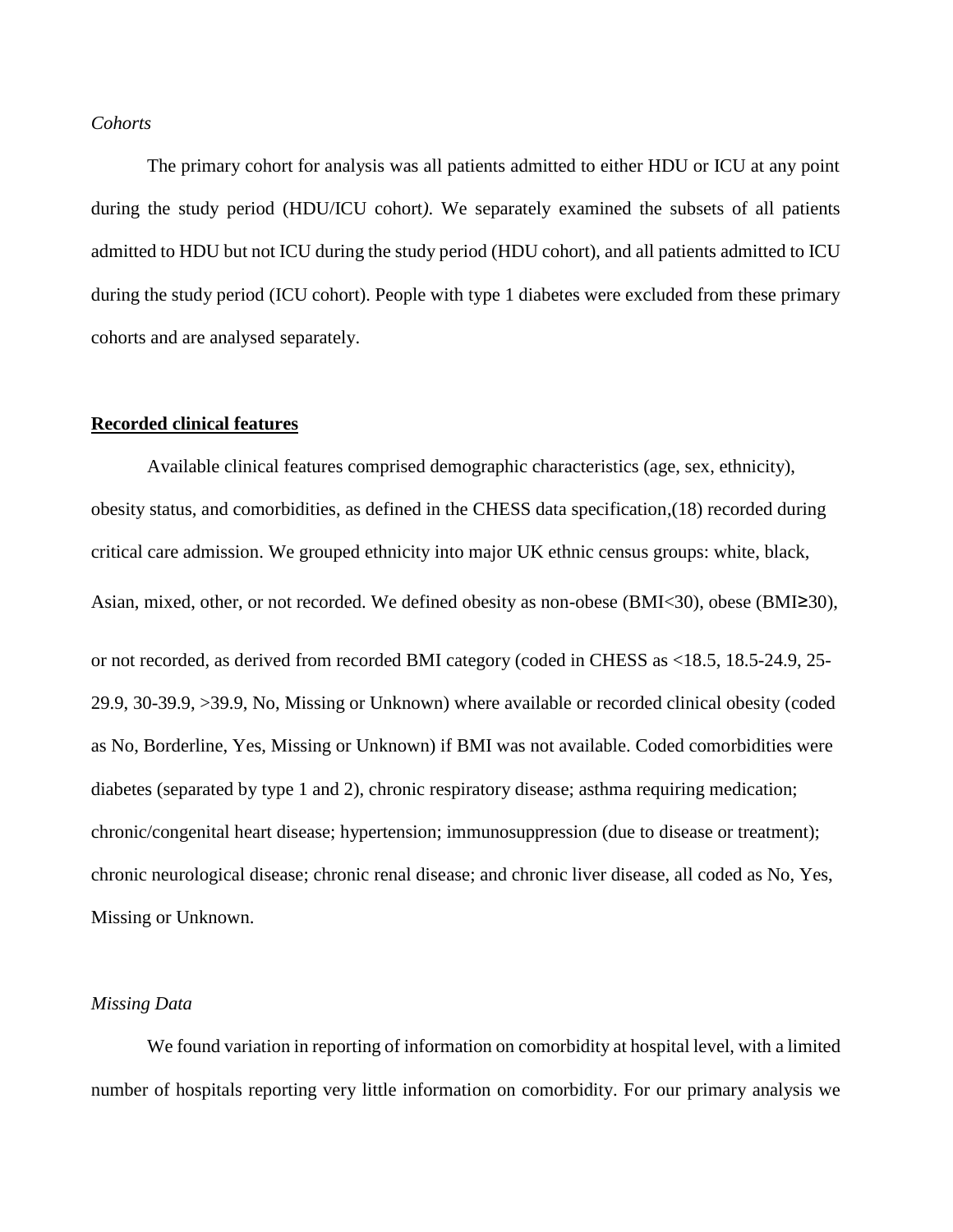*Cohorts*

The primary cohort for analysis was all patients admitted to either HDU or ICU at any point during the study period (HDU/ICU cohort*)*. We separately examined the subsets of all patients admitted to HDU but not ICU during the study period (HDU cohort), and all patients admitted to ICU during the study period (ICU cohort). People with type 1 diabetes were excluded from these primary cohorts and are analysed separately.

## Recorded clinical features

Available clinical features comprised demographic characteristics (age, sex, ethnicity), obesity status, and comorbidities, as defined in the CHESS data specification,(18) recorded during critical care admission. We grouped ethnicity into major UK ethnic census groups: white, black, Asian, mixed, other, or not recorded. We defined obesity as non-obese (BMI<30), obese (BMI≥30), or not recorded, as derived from recorded BMI category (coded in CHESS as <18.5, 18.5-24.9, 25-29.9, 30-39.9, >39.9, No, Missing or Unknown) where available or recorded clinical obesity (coded as No, Borderline, Yes, Missing or Unknown) if BMI was not available. Coded comorbidities were diabetes (separated by type 1 and 2), chronic respiratory disease; asthma requiring medication; chronic/congenital heart disease; hypertension; immunosuppression (due to disease or treatment); chronic neurological disease; chronic renal disease; and chronic liver disease, all coded as No, Yes, Missing or Unknown.

*Missing Data*

We found variation in reporting of information on comorbidity at hospital level, with a limited number of hospitals reporting very little information on comorbidity. For our primary analysis we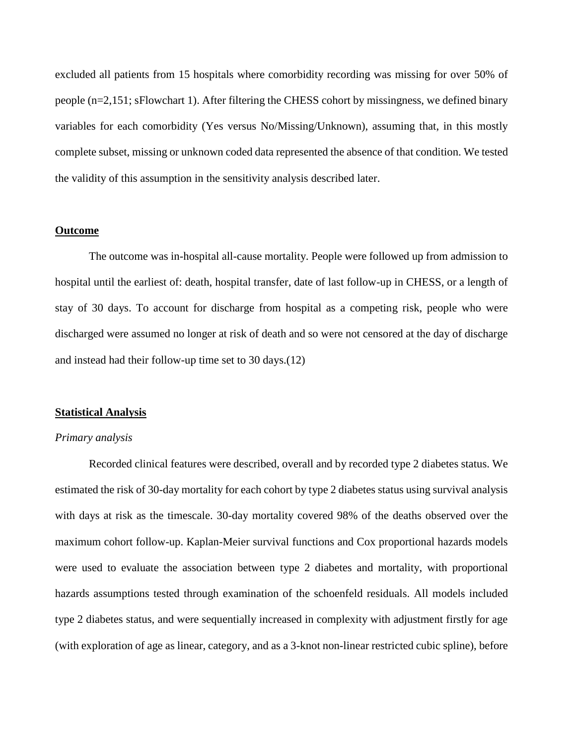excluded all patients from 15 hospitals where comorbidity recording was missing for over 50% of people (n=2,151; sFlowchart 1). After filtering the CHESS cohort by missingness, we defined binary variables for each comorbidity (Yes versus No/Missing/Unknown), assuming that, in this mostly complete subset, missing or unknown coded data represented the absence of that condition. We tested the validity of this assumption in the sensitivity analysis described later.

## Outcome

The outcome was in-hospital all-cause mortality. People were followed up from admission to hospital until the earliest of: death, hospital transfer, date of last follow-up in CHESS, or a length of stay of 30 days. To account for discharge from hospital as a competing risk, people who were discharged were assumed no longer at risk of death and so were not censored at the day of discharge and instead had their follow-up time set to 30 days.(12)

## Statistical Analysis

### *Primary analysis*

Recorded clinical features were described, overall and by recorded type 2 diabetes status. We estimated the risk of 30-day mortality for each cohort by type 2 diabetes status using survival analysis with days at risk as the timescale. 30-day mortality covered 98% of the deaths observed over the maximum cohort follow-up. Kaplan-Meier survival functions and Cox proportional hazards models were used to evaluate the association between type 2 diabetes and mortality, with proportional hazards assumptions tested through examination of the schoenfeld residuals. All models included type 2 diabetes status, and were sequentially increased in complexity with adjustment firstly for age (with exploration of age as linear, category, and as a 3-knot non-linear restricted cubic spline), before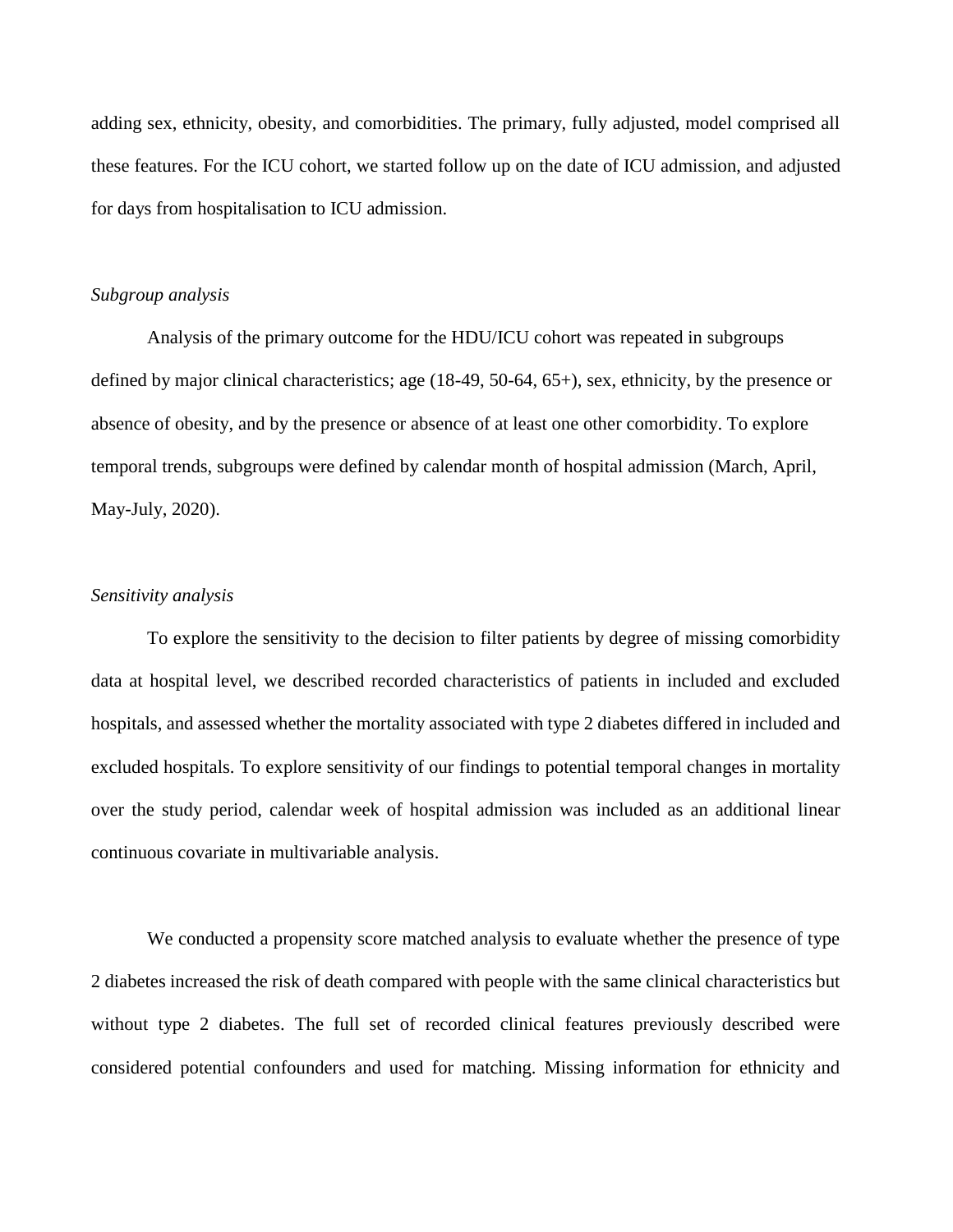adding sex, ethnicity, obesity, and comorbidities. The primary, fully adjusted, model comprised all these features. For the ICU cohort, we started follow up on the date of ICU admission, and adjusted for days from hospitalisation to ICU admission.

*Subgroup analysis*

Analysis of the primary outcome for the HDU/ICU cohort was repeated in subgroups defined by major clinical characteristics; age (18-49, 50-64, 65+), sex, ethnicity, by the presence or absence of obesity, and by the presence or absence of at least one other comorbidity. To explore temporal trends, subgroups were defined by calendar month of hospital admission (March, April, May-July, 2020).

*Sensitivity analysis*

To explore the sensitivity to the decision to filter patients by degree of missing comorbidity data at hospital level, we described recorded characteristics of patients in included and excluded hospitals, and assessed whether the mortality associated with type 2 diabetes differed in included and excluded hospitals. To explore sensitivity of our findings to potential temporal changes in mortality over the study period, calendar week of hospital admission was included as an additional linear continuous covariate in multivariable analysis.

We conducted a propensity score matched analysis to evaluate whether the presence of type 2 diabetes increased the risk of death compared with people with the same clinical characteristics but without type 2 diabetes. The full set of recorded clinical features previously described were considered potential confounders and used for matching. Missing information for ethnicity and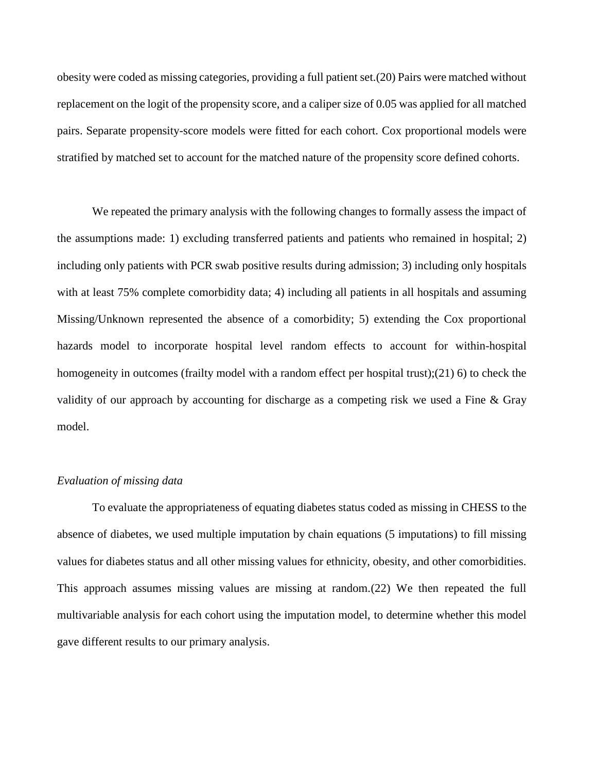obesity were coded as missing categories, providing a full patient set.(20) Pairs were matched without replacement on the logit of the propensity score, and a caliper size of 0.05 was applied for all matched pairs. Separate propensity-score models were fitted for each cohort. Cox proportional models were stratified by matched set to account for the matched nature of the propensity score defined cohorts.

We repeated the primary analysis with the following changes to formally assess the impact of the assumptions made: 1) excluding transferred patients and patients who remained in hospital; 2) including only patients with PCR swab positive results during admission; 3) including only hospitals with at least 75% complete comorbidity data; 4) including all patients in all hospitals and assuming Missing/Unknown represented the absence of a comorbidity; 5) extending the Cox proportional hazards model to incorporate hospital level random effects to account for within-hospital homogeneity in outcomes (frailty model with a random effect per hospital trust);(21) 6) to check the validity of our approach by accounting for discharge as a competing risk we used a Fine & Gray model.

*Evaluation of missing data*

To evaluate the appropriateness of equating diabetes status coded as missing in CHESS to the absence of diabetes, we used multiple imputation by chain equations (5 imputations) to fill missing values for diabetes status and all other missing values for ethnicity, obesity, and other comorbidities. This approach assumes missing values are missing at random.(22) We then repeated the full multivariable analysis for each cohort using the imputation model, to determine whether this model gave different results to our primary analysis.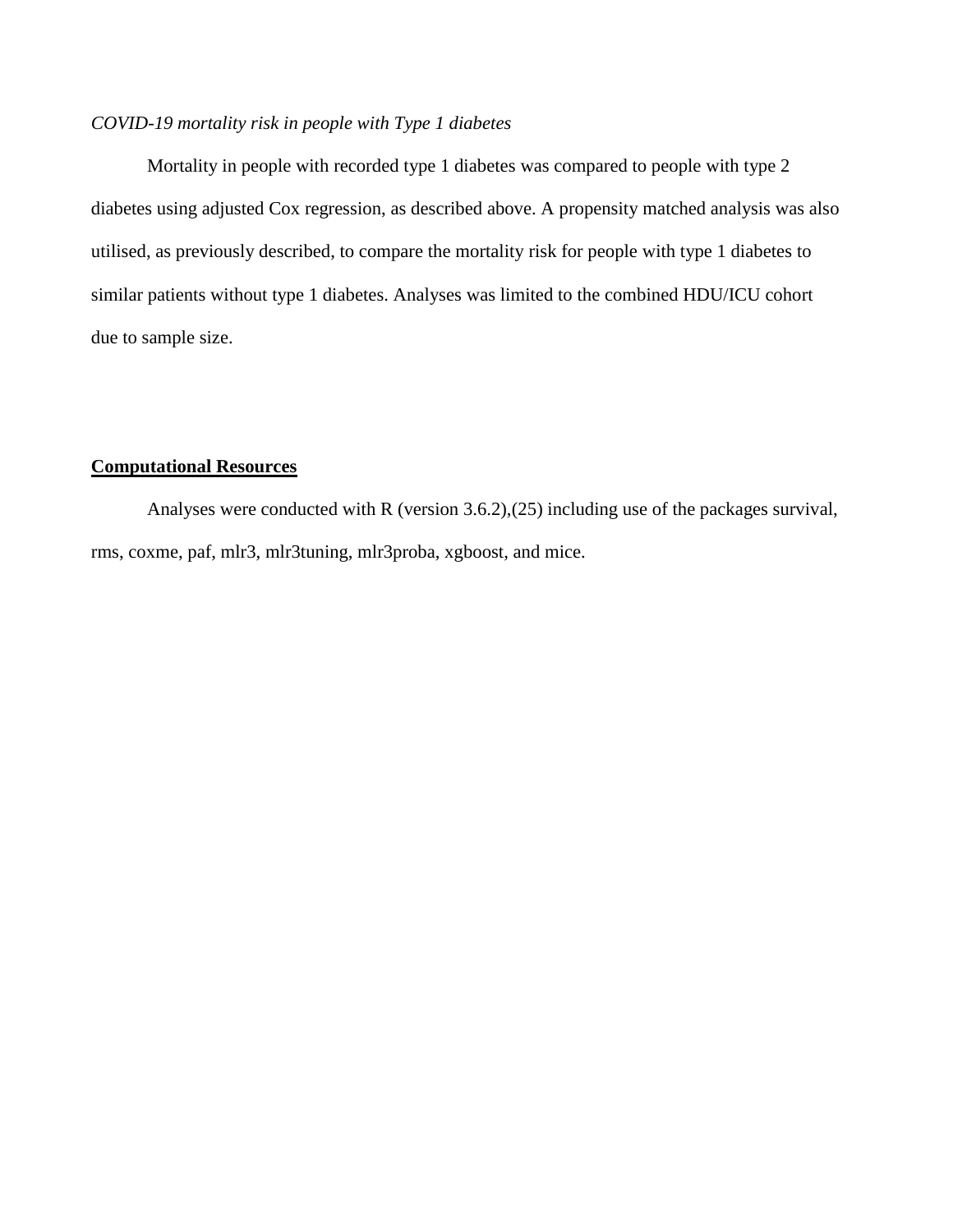*COVID-19 mortality risk in people with Type 1 diabetes*

Mortality in people with recorded type 1 diabetes was compared to people with type 2 diabetes using adjusted Cox regression, as described above. A propensity matched analysis was also utilised, as previously described, to compare the mortality risk for people with type 1 diabetes to similar patients without type 1 diabetes. Analyses was limited to the combined HDU/ICU cohort due to sample size.

## <u>**Computational Resources**</u>

Analyses were conducted with R (version 3.6.2),(25) including use of the packages survival, rms, coxme, paf, mlr3, mlr3tuning, mlr3proba, xgboost, and mice.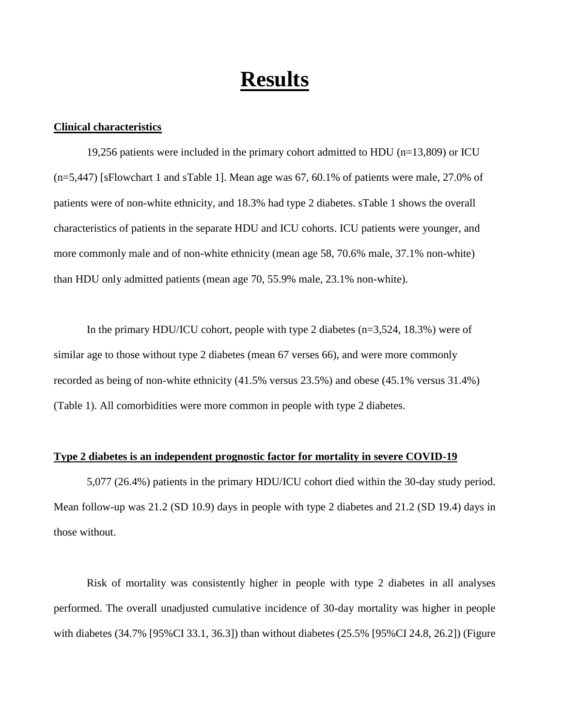# Results

**Clinical characteristics**

19,256 patients were included in the primary cohort admitted to HDU (n=13,809) or ICU (n=5,447) [sFlowchart 1 and sTable 1]. Mean age was 67, 60.1% of patients were male, 27.0% of patients were of non-white ethnicity, and 18.3% had type 2 diabetes. sTable 1 shows the overall characteristics of patients in the separate HDU and ICU cohorts. ICU patients were younger, and more commonly male and of non-white ethnicity (mean age 58, 70.6% male, 37.1% non-white) than HDU only admitted patients (mean age 70, 55.9% male, 23.1% non-white).

In the primary HDU/ICU cohort, people with type 2 diabetes (n=3,524, 18.3%) were of similar age to those without type 2 diabetes (mean 67 verses 66), and were more commonly recorded as being of non-white ethnicity (41.5% versus 23.5%) and obese (45.1% versus 31.4%) (Table 1). All comorbidities were more common in people with type 2 diabetes.

**Type 2 diabetes is an independent prognostic factor for mortality in severe COVID-19**

5,077 (26.4%) patients in the primary HDU/ICU cohort died within the 30-day study period. Mean follow-up was 21.2 (SD 10.9) days in people with type 2 diabetes and 21.2 (SD 19.4) days in those without.

Risk of mortality was consistently higher in people with type 2 diabetes in all analyses performed. The overall unadjusted cumulative incidence of 30-day mortality was higher in people with diabetes (34.7% [95%CI 33.1, 36.3]) than without diabetes (25.5% [95%CI 24.8, 26.2]) (Figure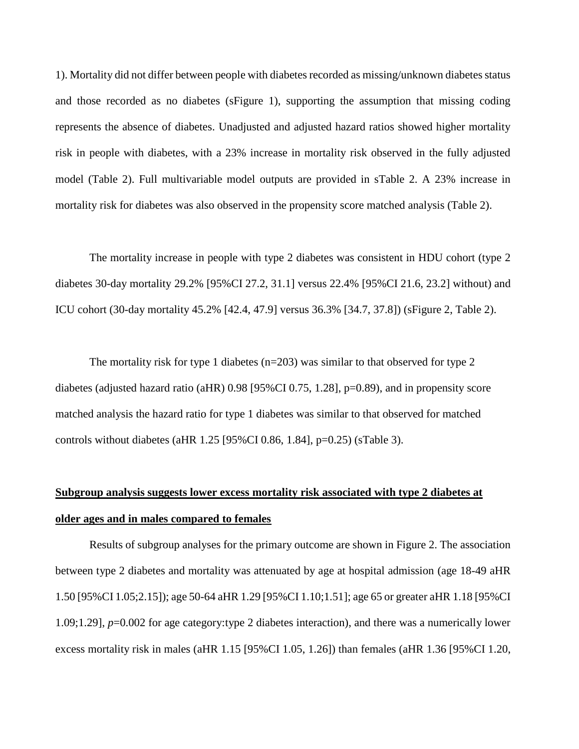1). Mortality did not differ between people with diabetes recorded as missing/unknown diabetes status and those recorded as no diabetes (sFigure 1), supporting the assumption that missing coding represents the absence of diabetes. Unadjusted and adjusted hazard ratios showed higher mortality risk in people with diabetes, with a 23% increase in mortality risk observed in the fully adjusted model (Table 2). Full multivariable model outputs are provided in sTable 2. A 23% increase in mortality risk for diabetes was also observed in the propensity score matched analysis (Table 2).

The mortality increase in people with type 2 diabetes was consistent in HDU cohort (type 2 diabetes 30-day mortality 29.2% [95%CI 27.2, 31.1] versus 22.4% [95%CI 21.6, 23.2] without) and ICU cohort (30-day mortality 45.2% [42.4, 47.9] versus 36.3% [34.7, 37.8]) (sFigure 2, Table 2).

The mortality risk for type 1 diabetes (n=203) was similar to that observed for type 2 diabetes (adjusted hazard ratio (aHR) 0.98 [95%CI 0.75, 1.28], p=0.89), and in propensity score matched analysis the hazard ratio for type 1 diabetes was similar to that observed for matched controls without diabetes (aHR 1.25 [95%CI 0.86, 1.84], p=0.25) (sTable 3).

## Subgroup analysis suggests lower excess mortality risk associated with type 2 diabetes at older ages and in males compared to females

Results of subgroup analyses for the primary outcome are shown in Figure 2. The association between type 2 diabetes and mortality was attenuated by age at hospital admission (age 18-49 aHR 1.50 [95%CI 1.05;2.15]); age 50-64 aHR 1.29 [95%CI 1.10;1.51]; age 65 or greater aHR 1.18 [95%CI 1.09;1.29], *p*=0.002 for age category:type 2 diabetes interaction), and there was a numerically lower excess mortality risk in males (aHR 1.15 [95%CI 1.05, 1.26]) than females (aHR 1.36 [95%CI 1.20,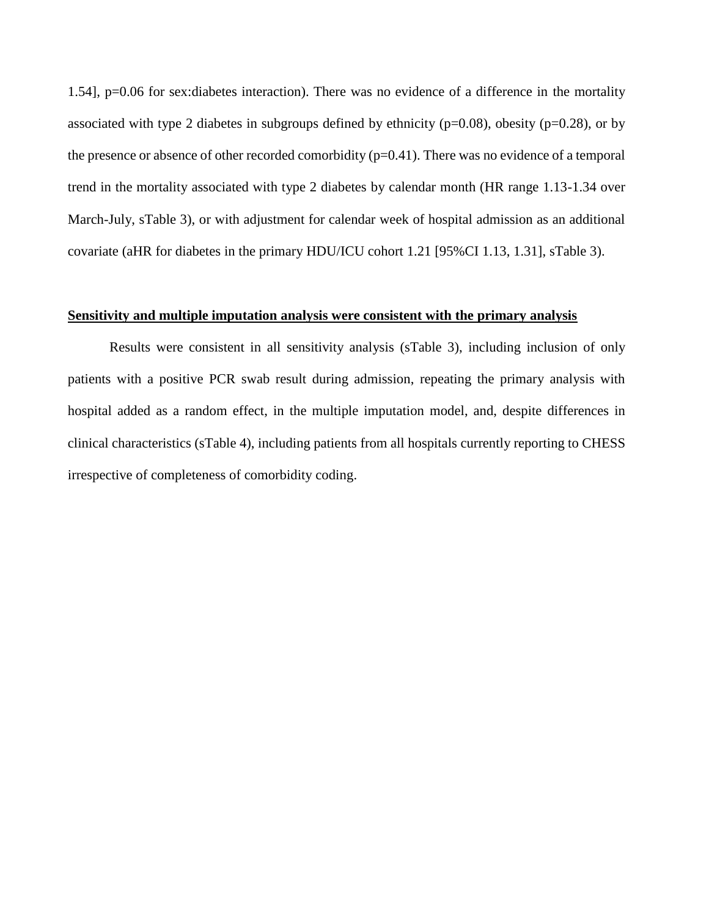1.54], p=0.06 for sex:diabetes interaction). There was no evidence of a difference in the mortality associated with type 2 diabetes in subgroups defined by ethnicity (p=0.08), obesity (p=0.28), or by the presence or absence of other recorded comorbidity (p=0.41). There was no evidence of a temporal trend in the mortality associated with type 2 diabetes by calendar month (HR range 1.13-1.34 over March-July, sTable 3), or with adjustment for calendar week of hospital admission as an additional covariate (aHR for diabetes in the primary HDU/ICU cohort 1.21 [95%CI 1.13, 1.31], sTable 3).

**Sensitivity and multiple imputation analysis were consistent with the primary analysis**

Results were consistent in all sensitivity analysis (sTable 3), including inclusion of only patients with a positive PCR swab result during admission, repeating the primary analysis with hospital added as a random effect, in the multiple imputation model, and, despite differences in clinical characteristics (sTable 4), including patients from all hospitals currently reporting to CHESS irrespective of completeness of comorbidity coding.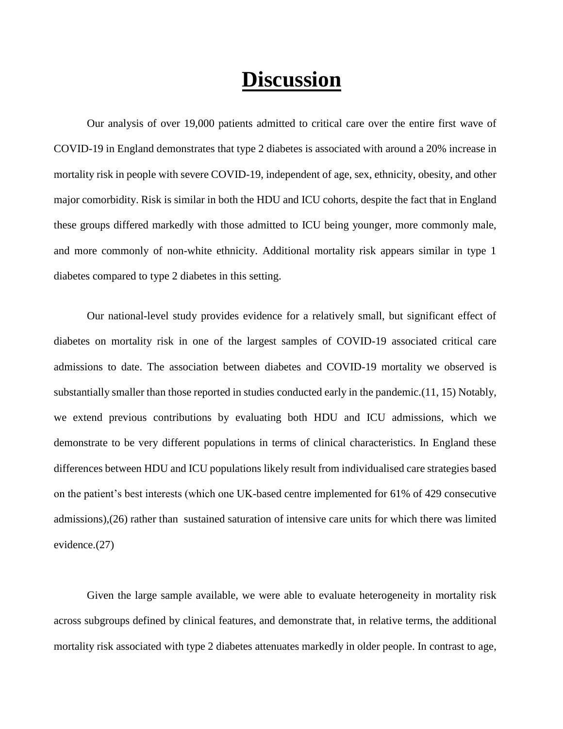# Discussion

Our analysis of over 19,000 patients admitted to critical care over the entire first wave of COVID-19 in England demonstrates that type 2 diabetes is associated with around a 20% increase in mortality risk in people with severe COVID-19, independent of age, sex, ethnicity, obesity, and other major comorbidity. Risk is similar in both the HDU and ICU cohorts, despite the fact that in England these groups differed markedly with those admitted to ICU being younger, more commonly male, and more commonly of non-white ethnicity. Additional mortality risk appears similar in type 1 diabetes compared to type 2 diabetes in this setting.

Our national-level study provides evidence for a relatively small, but significant effect of diabetes on mortality risk in one of the largest samples of COVID-19 associated critical care admissions to date. The association between diabetes and COVID-19 mortality we observed is substantially smaller than those reported in studies conducted early in the pandemic.(11, 15) Notably, we extend previous contributions by evaluating both HDU and ICU admissions, which we demonstrate to be very different populations in terms of clinical characteristics. In England these differences between HDU and ICU populations likely result from individualised care strategies based on the patient's best interests (which one UK-based centre implemented for 61% of 429 consecutive admissions),(26) rather than sustained saturation of intensive care units for which there was limited evidence.(27)

Given the large sample available, we were able to evaluate heterogeneity in mortality risk across subgroups defined by clinical features, and demonstrate that, in relative terms, the additional mortality risk associated with type 2 diabetes attenuates markedly in older people. In contrast to age,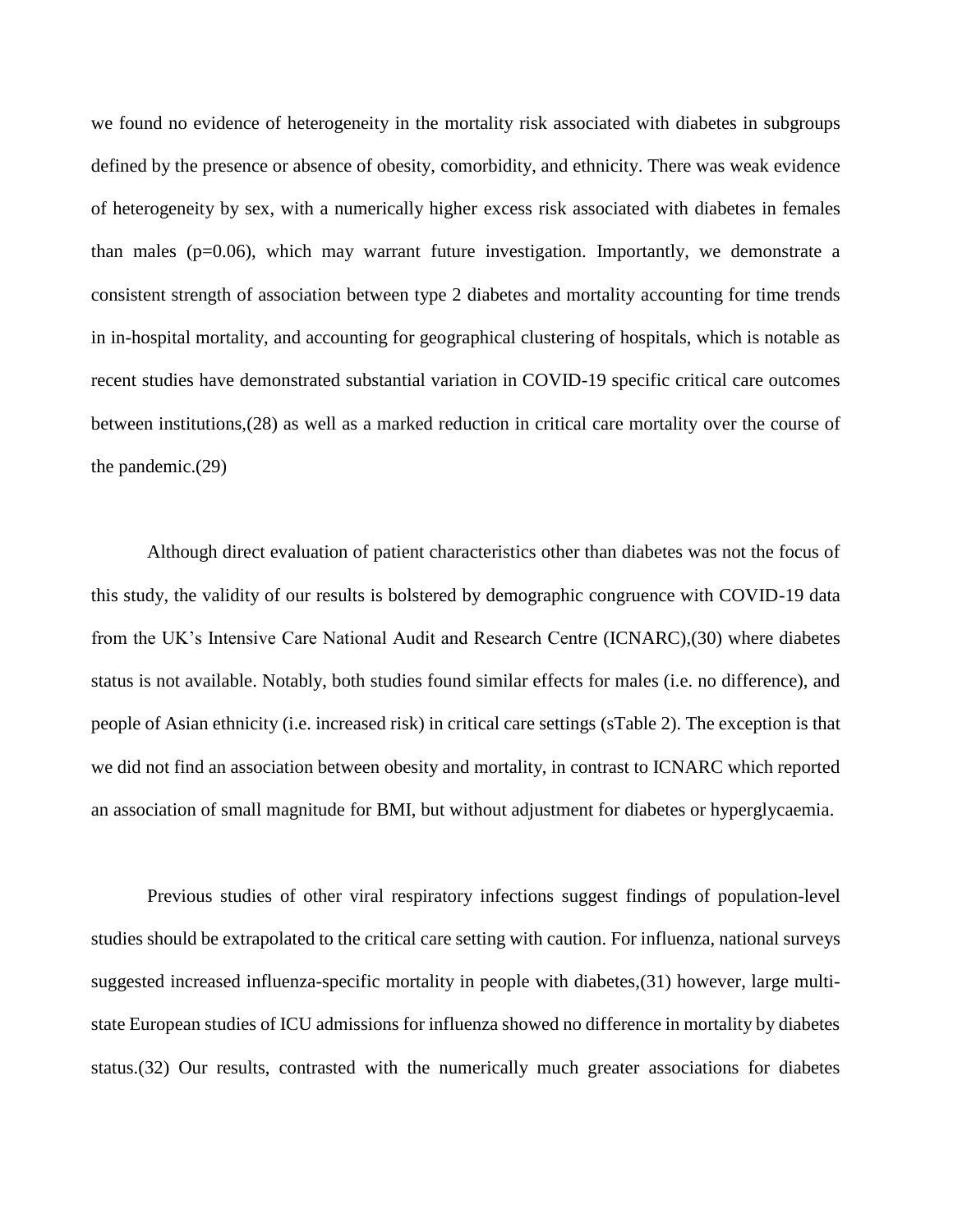we found no evidence of heterogeneity in the mortality risk associated with diabetes in subgroups defined by the presence or absence of obesity, comorbidity, and ethnicity. There was weak evidence of heterogeneity by sex, with a numerically higher excess risk associated with diabetes in females than males (p=0.06), which may warrant future investigation. Importantly, we demonstrate a consistent strength of association between type 2 diabetes and mortality accounting for time trends in in-hospital mortality, and accounting for geographical clustering of hospitals, which is notable as recent studies have demonstrated substantial variation in COVID-19 specific critical care outcomes between institutions,(28) as well as a marked reduction in critical care mortality over the course of the pandemic.(29)

Although direct evaluation of patient characteristics other than diabetes was not the focus of this study, the validity of our results is bolstered by demographic congruence with COVID-19 data from the UK's Intensive Care National Audit and Research Centre (ICNARC),(30) where diabetes status is not available. Notably, both studies found similar effects for males (i.e. no difference), and people of Asian ethnicity (i.e. increased risk) in critical care settings (sTable 2). The exception is that we did not find an association between obesity and mortality, in contrast to ICNARC which reported an association of small magnitude for BMI, but without adjustment for diabetes or hyperglycaemia.

Previous studies of other viral respiratory infections suggest findings of population-level studies should be extrapolated to the critical care setting with caution. For influenza, national surveys suggested increased influenza-specific mortality in people with diabetes,(31) however, large multi-state European studies of ICU admissions for influenza showed no difference in mortality by diabetes status.(32) Our results, contrasted with the numerically much greater associations for diabetes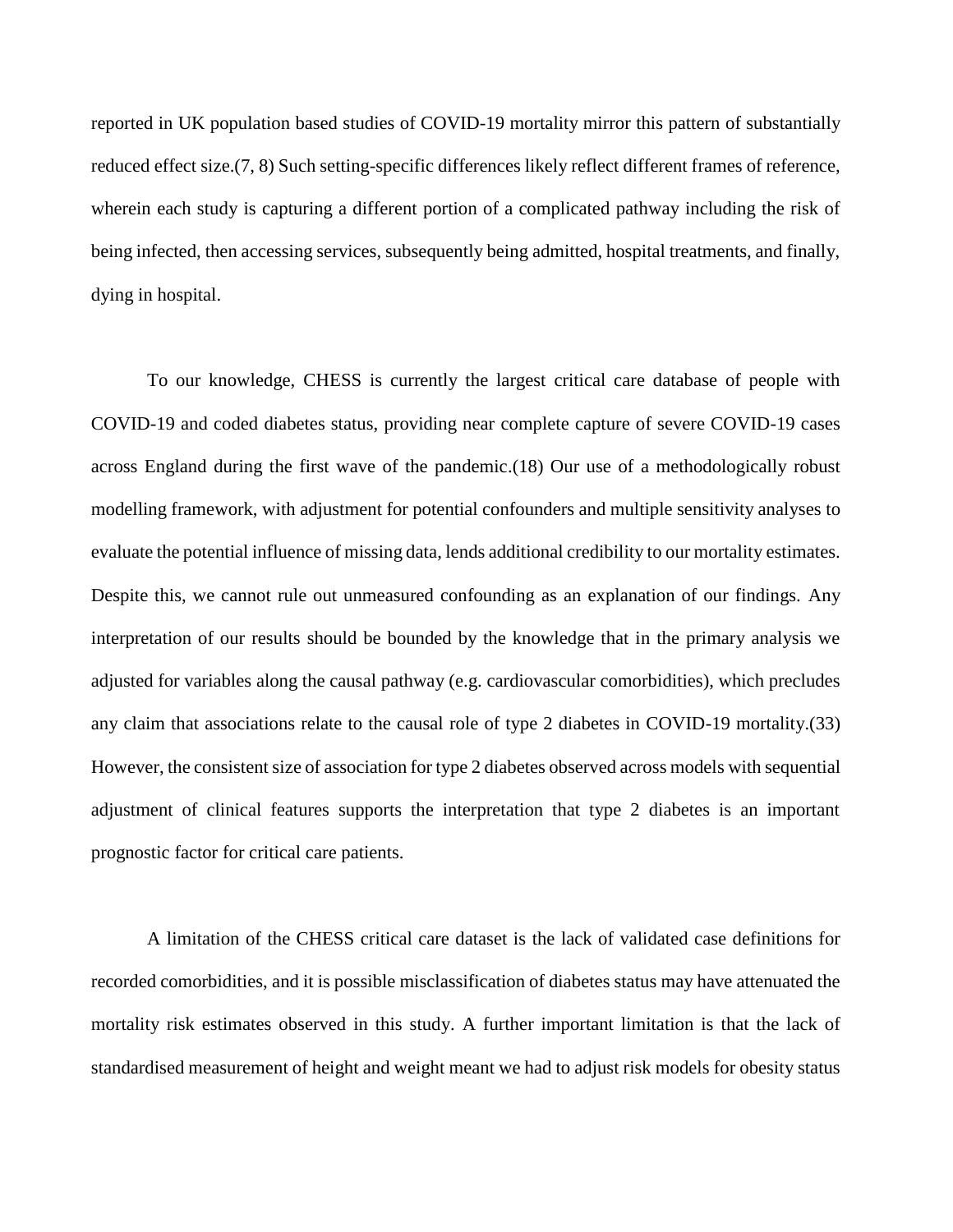reported in UK population based studies of COVID-19 mortality mirror this pattern of substantially reduced effect size.(7, 8) Such setting-specific differences likely reflect different frames of reference, wherein each study is capturing a different portion of a complicated pathway including the risk of being infected, then accessing services, subsequently being admitted, hospital treatments, and finally, dying in hospital.

To our knowledge, CHESS is currently the largest critical care database of people with COVID-19 and coded diabetes status, providing near complete capture of severe COVID-19 cases across England during the first wave of the pandemic.(18) Our use of a methodologically robust modelling framework, with adjustment for potential confounders and multiple sensitivity analyses to evaluate the potential influence of missing data, lends additional credibility to our mortality estimates. Despite this, we cannot rule out unmeasured confounding as an explanation of our findings. Any interpretation of our results should be bounded by the knowledge that in the primary analysis we adjusted for variables along the causal pathway (e.g. cardiovascular comorbidities), which precludes any claim that associations relate to the causal role of type 2 diabetes in COVID-19 mortality.(33) However, the consistent size of association for type 2 diabetes observed across models with sequential adjustment of clinical features supports the interpretation that type 2 diabetes is an important prognostic factor for critical care patients.

A limitation of the CHESS critical care dataset is the lack of validated case definitions for recorded comorbidities, and it is possible misclassification of diabetes status may have attenuated the mortality risk estimates observed in this study. A further important limitation is that the lack of standardised measurement of height and weight meant we had to adjust risk models for obesity status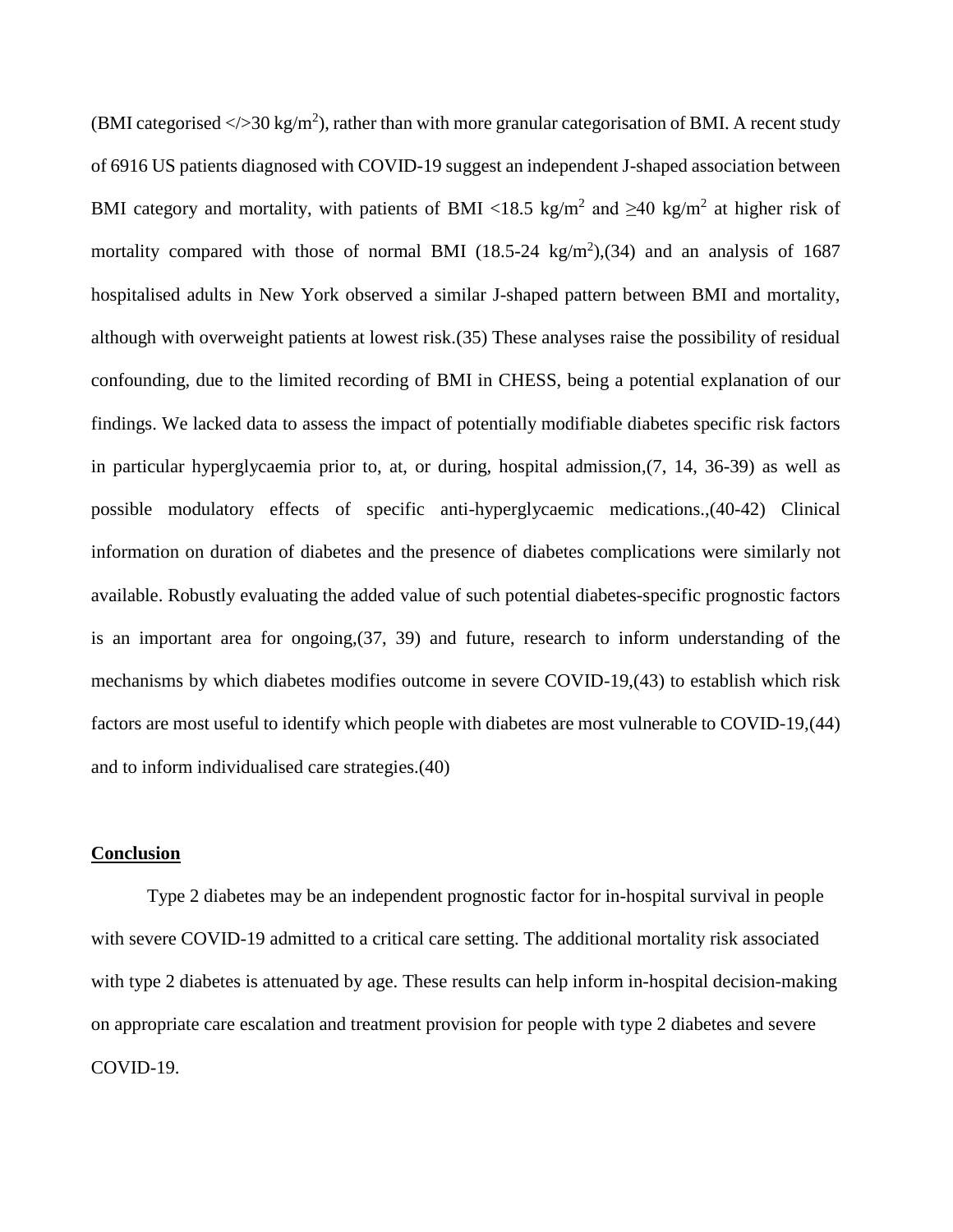(BMI categorised </>30 $kg/m^2$), rather than with more granular categorisation of BMI. A recent study of 6916 US patients diagnosed with COVID-19 suggest an independent J-shaped association between BMI category and mortality, with patients of BMI <18.5 $kg/m^2$ and ≥40 $kg/m^2$ at higher risk of mortality compared with those of normal BMI (18.5-24 $kg/m^2$),(34) and an analysis of 1687 hospitalised adults in New York observed a similar J-shaped pattern between BMI and mortality, although with overweight patients at lowest risk.(35) These analyses raise the possibility of residual confounding, due to the limited recording of BMI in CHESS, being a potential explanation of our findings. We lacked data to assess the impact of potentially modifiable diabetes specific risk factors in particular hyperglycaemia prior to, at, or during, hospital admission,(7, 14, 36-39) as well as possible modulatory effects of specific anti-hyperglycaemic medications.,(40-42) Clinical information on duration of diabetes and the presence of diabetes complications were similarly not available. Robustly evaluating the added value of such potential diabetes-specific prognostic factors is an important area for ongoing,(37, 39) and future, research to inform understanding of the mechanisms by which diabetes modifies outcome in severe COVID-19,(43) to establish which risk factors are most useful to identify which people with diabetes are most vulnerable to COVID-19,(44) and to inform individualised care strategies.(40)

## Conclusion

Type 2 diabetes may be an independent prognostic factor for in-hospital survival in people with severe COVID-19 admitted to a critical care setting. The additional mortality risk associated with type 2 diabetes is attenuated by age. These results can help inform in-hospital decision-making on appropriate care escalation and treatment provision for people with type 2 diabetes and severe COVID-19.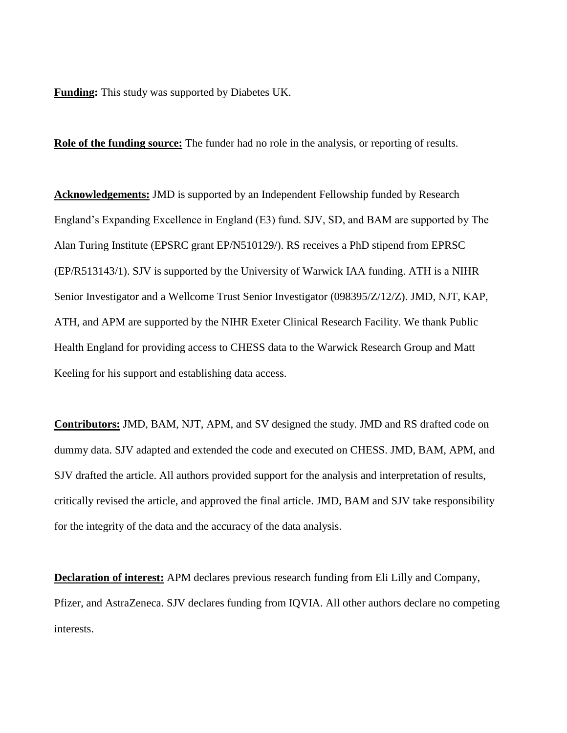**Funding:** This study was supported by Diabetes UK.

**Role of the funding source:** The funder had no role in the analysis, or reporting of results.

**Acknowledgements:** JMD is supported by an Independent Fellowship funded by Research England's Expanding Excellence in England (E3) fund. SJV, SD, and BAM are supported by The Alan Turing Institute (EPSRC grant EP/N510129/). RS receives a PhD stipend from EPRSC (EP/R513143/1). SJV is supported by the University of Warwick IAA funding. ATH is a NIHR Senior Investigator and a Wellcome Trust Senior Investigator (098395/Z/12/Z). JMD, NJT, KAP, ATH, and APM are supported by the NIHR Exeter Clinical Research Facility. We thank Public Health England for providing access to CHESS data to the Warwick Research Group and Matt Keeling for his support and establishing data access.

**Contributors:** JMD, BAM, NJT, APM, and SV designed the study. JMD and RS drafted code on dummy data. SJV adapted and extended the code and executed on CHESS. JMD, BAM, APM, and SJV drafted the article. All authors provided support for the analysis and interpretation of results, critically revised the article, and approved the final article. JMD, BAM and SJV take responsibility for the integrity of the data and the accuracy of the data analysis.

**Declaration of interest:** APM declares previous research funding from Eli Lilly and Company, Pfizer, and AstraZeneca. SJV declares funding from IQVIA. All other authors declare no competing interests.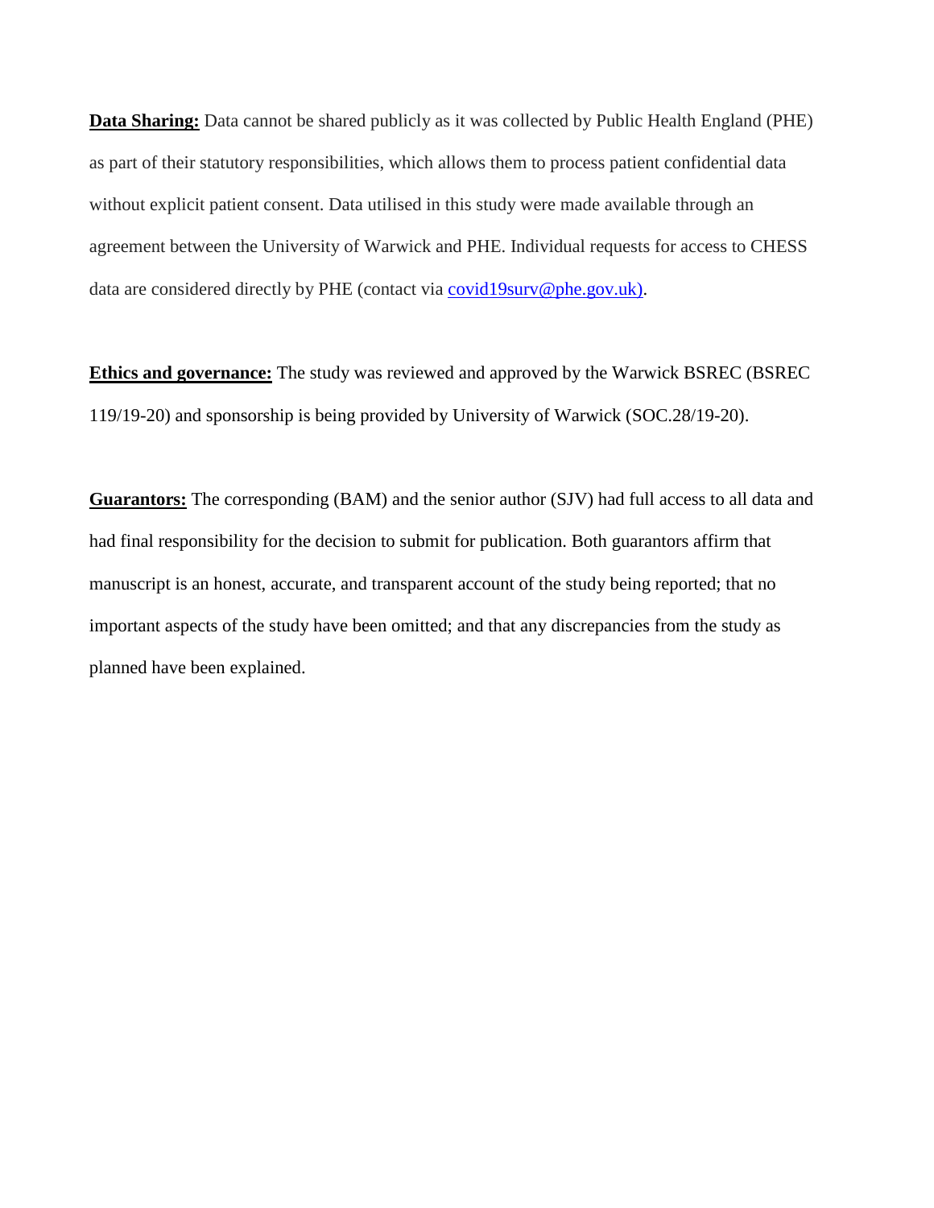**Data Sharing:** Data cannot be shared publicly as it was collected by Public Health England (PHE) as part of their statutory responsibilities, which allows them to process patient confidential data without explicit patient consent. Data utilised in this study were made available through an agreement between the University of Warwick and PHE. Individual requests for access to CHESS data are considered directly by PHE (contact via covid19surv@phe.gov.uk).

**Ethics and governance:** The study was reviewed and approved by the Warwick BSREC (BSREC 119/19-20) and sponsorship is being provided by University of Warwick (SOC.28/19-20).

**Guarantors:** The corresponding (BAM) and the senior author (SJV) had full access to all data and had final responsibility for the decision to submit for publication. Both guarantors affirm that manuscript is an honest, accurate, and transparent account of the study being reported; that no important aspects of the study have been omitted; and that any discrepancies from the study as planned have been explained.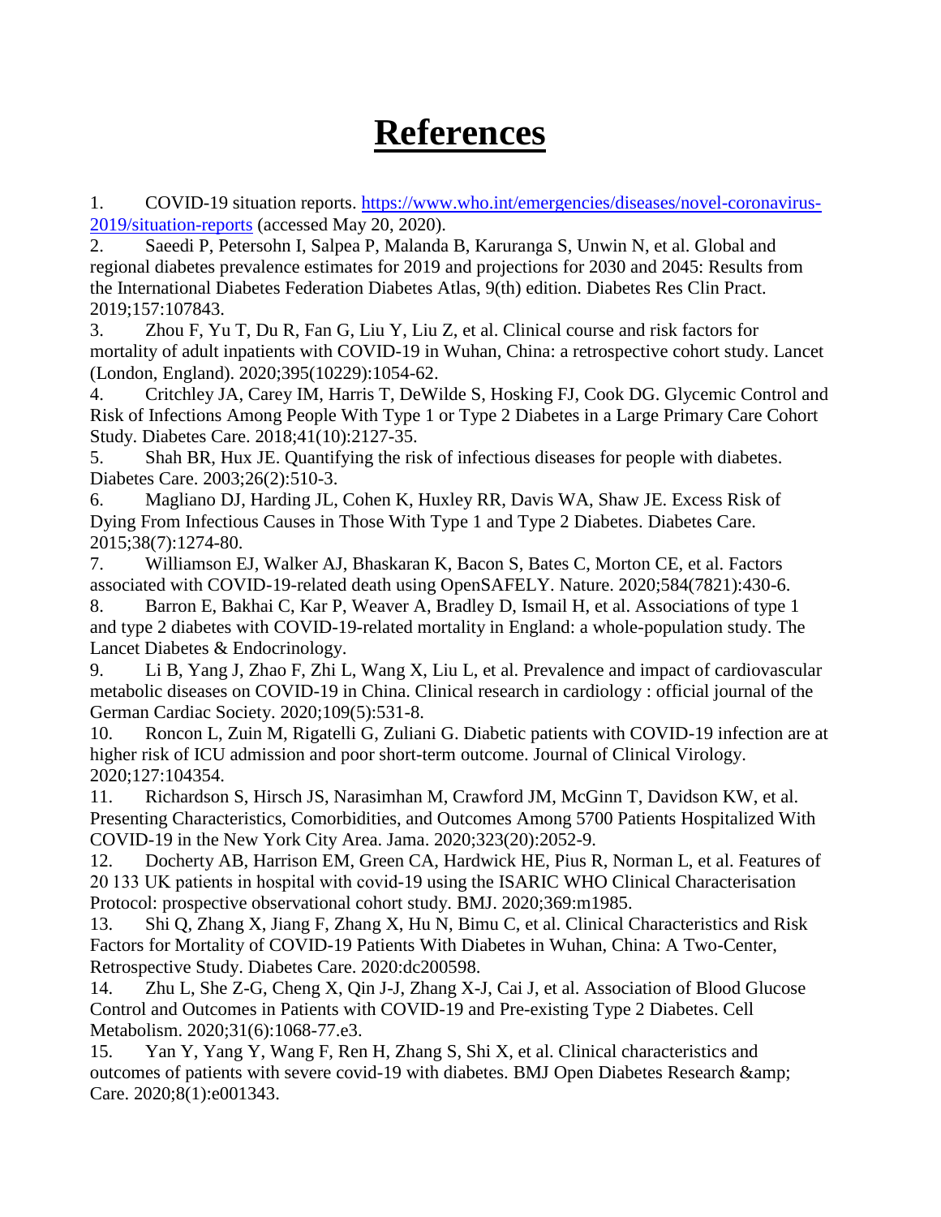# References

1. COVID-19 situation reports. https://www.who.int/emergencies/diseases/novel-coronavirus-2019/situation-reports (accessed May 20, 2020).
2. Saeedi P, Petersohn I, Salpea P, Malanda B, Karuranga S, Unwin N, et al. Global and regional diabetes prevalence estimates for 2019 and projections for 2030 and 2045: Results from the International Diabetes Federation Diabetes Atlas, 9(th) edition. Diabetes Res Clin Pract. 2019;157:107843.
3. Zhou F, Yu T, Du R, Fan G, Liu Y, Liu Z, et al. Clinical course and risk factors for mortality of adult inpatients with COVID-19 in Wuhan, China: a retrospective cohort study. Lancet (London, England). 2020;395(10229):1054-62.
4. Critchley JA, Carey IM, Harris T, DeWilde S, Hosking FJ, Cook DG. Glycemic Control and Risk of Infections Among People With Type 1 or Type 2 Diabetes in a Large Primary Care Cohort Study. Diabetes Care. 2018;41(10):2127-35.
5. Shah BR, Hux JE. Quantifying the risk of infectious diseases for people with diabetes. Diabetes Care. 2003;26(2):510-3.
6. Magliano DJ, Harding JL, Cohen K, Huxley RR, Davis WA, Shaw JE. Excess Risk of Dying From Infectious Causes in Those With Type 1 and Type 2 Diabetes. Diabetes Care. 2015;38(7):1274-80.
7. Williamson EJ, Walker AJ, Bhaskaran K, Bacon S, Bates C, Morton CE, et al. Factors associated with COVID-19-related death using OpenSAFELY. Nature. 2020;584(7821):430-6.
8. Barron E, Bakhai C, Kar P, Weaver A, Bradley D, Ismail H, et al. Associations of type 1 and type 2 diabetes with COVID-19-related mortality in England: a whole-population study. The Lancet Diabetes & Endocrinology.
9. Li B, Yang J, Zhao F, Zhi L, Wang X, Liu L, et al. Prevalence and impact of cardiovascular metabolic diseases on COVID-19 in China. Clinical research in cardiology : official journal of the German Cardiac Society. 2020;109(5):531-8.
10. Roncon L, Zuin M, Rigatelli G, Zuliani G. Diabetic patients with COVID-19 infection are at higher risk of ICU admission and poor short-term outcome. Journal of Clinical Virology. 2020;127:104354.
11. Richardson S, Hirsch JS, Narasimhan M, Crawford JM, McGinn T, Davidson KW, et al. Presenting Characteristics, Comorbidities, and Outcomes Among 5700 Patients Hospitalized With COVID-19 in the New York City Area. Jama. 2020;323(20):2052-9.
12. Docherty AB, Harrison EM, Green CA, Hardwick HE, Pius R, Norman L, et al. Features of 20 133 UK patients in hospital with covid-19 using the ISARIC WHO Clinical Characterisation Protocol: prospective observational cohort study. BMJ. 2020;369:m1985.
13. Shi Q, Zhang X, Jiang F, Zhang X, Hu N, Bimu C, et al. Clinical Characteristics and Risk Factors for Mortality of COVID-19 Patients With Diabetes in Wuhan, China: A Two-Center, Retrospective Study. Diabetes Care. 2020:dc200598.
14. Zhu L, She Z-G, Cheng X, Qin J-J, Zhang X-J, Cai J, et al. Association of Blood Glucose Control and Outcomes in Patients with COVID-19 and Pre-existing Type 2 Diabetes. Cell Metabolism. 2020;31(6):1068-77.e3.
15. Yan Y, Yang Y, Wang F, Ren H, Zhang S, Shi X, et al. Clinical characteristics and outcomes of patients with severe covid-19 with diabetes. BMJ Open Diabetes Research &amp; Care. 2020;8(1):e001343.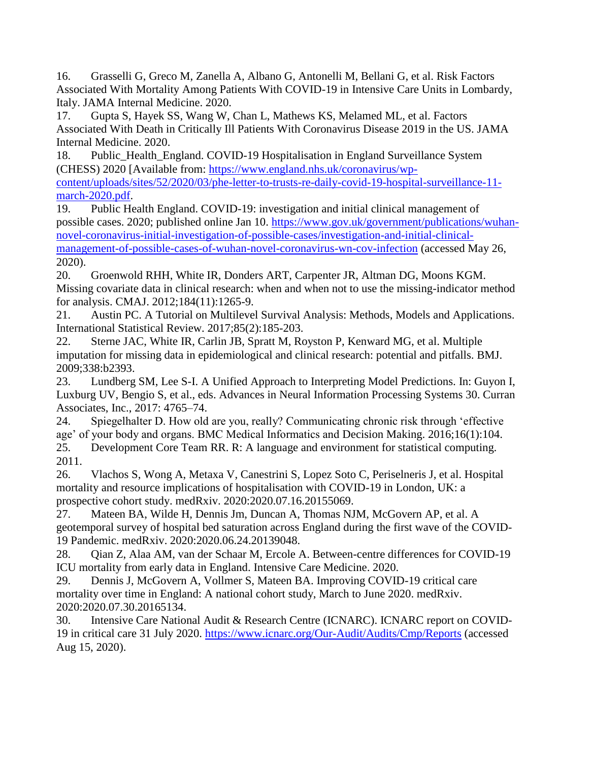16. Grasselli G, Greco M, Zanella A, Albano G, Antonelli M, Bellani G, et al. Risk Factors Associated With Mortality Among Patients With COVID-19 in Intensive Care Units in Lombardy, Italy. JAMA Internal Medicine. 2020.
17. Gupta S, Hayek SS, Wang W, Chan L, Mathews KS, Melamed ML, et al. Factors Associated With Death in Critically Ill Patients With Coronavirus Disease 2019 in the US. JAMA Internal Medicine. 2020.
18. Public_Health_England. COVID-19 Hospitalisation in England Surveillance System (CHESS) 2020 [Available from: https://www.england.nhs.uk/coronavirus/wp-content/uploads/sites/52/2020/03/phe-letter-to-trusts-re-daily-covid-19-hospital-surveillance-11-march-2020.pdf.
19. Public Health England. COVID-19: investigation and initial clinical management of possible cases. 2020; published online Jan 10. https://www.gov.uk/government/publications/wuhan-novel-coronavirus-initial-investigation-of-possible-cases/investigation-and-initial-clinical-management-of-possible-cases-of-wuhan-novel-coronavirus-wn-cov-infection (accessed May 26, 2020).
20. Groenwold RHH, White IR, Donders ART, Carpenter JR, Altman DG, Moons KGM. Missing covariate data in clinical research: when and when not to use the missing-indicator method for analysis. CMAJ. 2012;184(11):1265-9.
21. Austin PC. A Tutorial on Multilevel Survival Analysis: Methods, Models and Applications. International Statistical Review. 2017;85(2):185-203.
22. Sterne JAC, White IR, Carlin JB, Spratt M, Royston P, Kenward MG, et al. Multiple imputation for missing data in epidemiological and clinical research: potential and pitfalls. BMJ. 2009;338:b2393.
23. Lundberg SM, Lee S-I. A Unified Approach to Interpreting Model Predictions. In: Guyon I, Luxburg UV, Bengio S, et al., eds. Advances in Neural Information Processing Systems 30. Curran Associates, Inc., 2017: 4765–74.
24. Spiegelhalter D. How old are you, really? Communicating chronic risk through 'effective age' of your body and organs. BMC Medical Informatics and Decision Making. 2016;16(1):104.
25. Development Core Team RR. R: A language and environment for statistical computing. 2011.
26. Vlachos S, Wong A, Metaxa V, Canestrini S, Lopez Soto C, Periselneris J, et al. Hospital mortality and resource implications of hospitalisation with COVID-19 in London, UK: a prospective cohort study. medRxiv. 2020:2020.07.16.20155069.
27. Mateen BA, Wilde H, Dennis Jm, Duncan A, Thomas NJM, McGovern AP, et al. A geotemporal survey of hospital bed saturation across England during the first wave of the COVID-19 Pandemic. medRxiv. 2020:2020.06.24.20139048.
28. Qian Z, Alaa AM, van der Schaar M, Ercole A. Between-centre differences for COVID-19 ICU mortality from early data in England. Intensive Care Medicine. 2020.
29. Dennis J, McGovern A, Vollmer S, Mateen BA. Improving COVID-19 critical care mortality over time in England: A national cohort study, March to June 2020. medRxiv. 2020:2020.07.30.20165134.
30. Intensive Care National Audit & Research Centre (ICNARC). ICNARC report on COVID-19 in critical care 31 July 2020. https://www.icnarc.org/Our-Audit/Audits/Cmp/Reports (accessed Aug 15, 2020).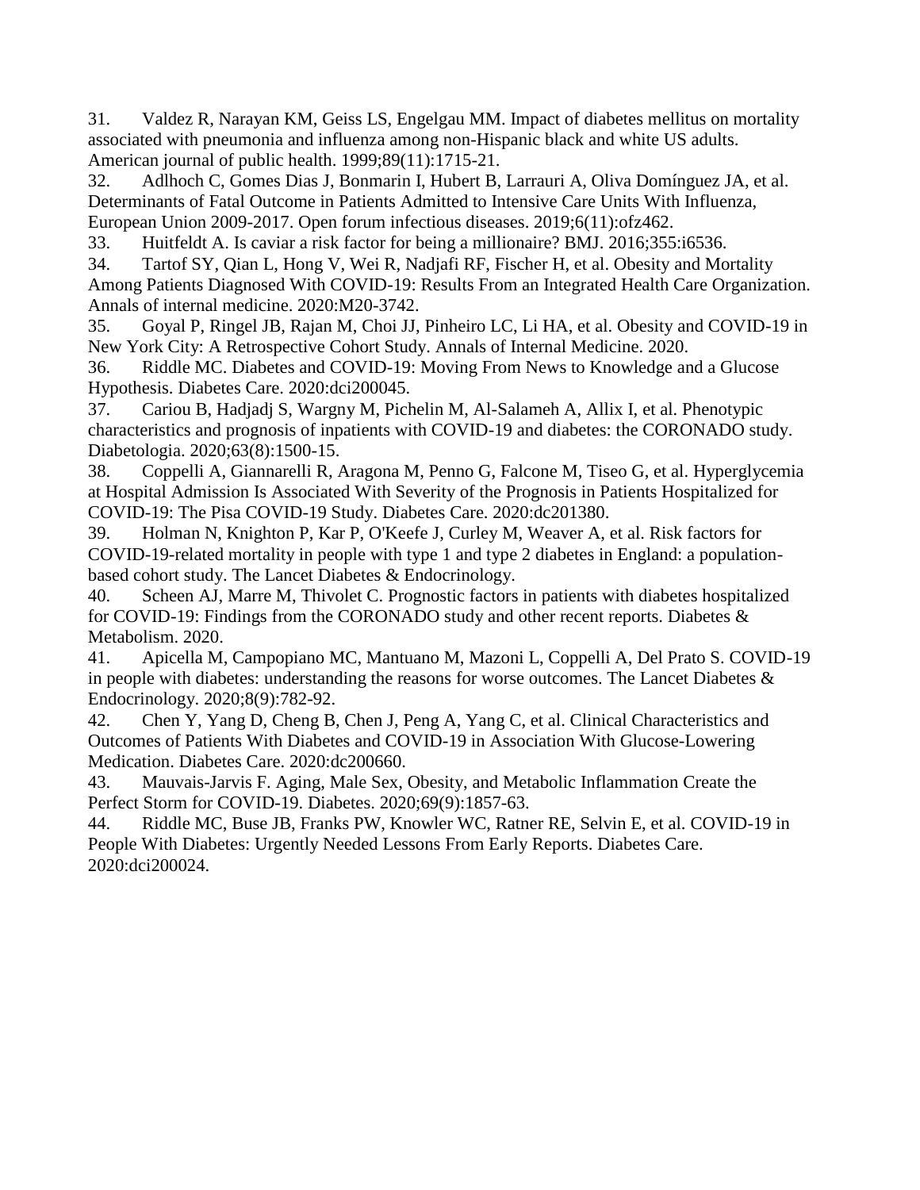31. Valdez R, Narayan KM, Geiss LS, Engelgau MM. Impact of diabetes mellitus on mortality associated with pneumonia and influenza among non-Hispanic black and white US adults. American journal of public health. 1999;89(11):1715-21.

32. Adlhoch C, Gomes Dias J, Bonmarin I, Hubert B, Larrauri A, Oliva Domínguez JA, et al. Determinants of Fatal Outcome in Patients Admitted to Intensive Care Units With Influenza, European Union 2009-2017. Open forum infectious diseases. 2019;6(11):ofz462.

33. Huitfeldt A. Is caviar a risk factor for being a millionaire? BMJ. 2016;355:i6536.

34. Tartof SY, Qian L, Hong V, Wei R, Nadjafi RF, Fischer H, et al. Obesity and Mortality Among Patients Diagnosed With COVID-19: Results From an Integrated Health Care Organization. Annals of internal medicine. 2020:M20-3742.

35. Goyal P, Ringel JB, Rajan M, Choi JJ, Pinheiro LC, Li HA, et al. Obesity and COVID-19 in New York City: A Retrospective Cohort Study. Annals of Internal Medicine. 2020.

36. Riddle MC. Diabetes and COVID-19: Moving From News to Knowledge and a Glucose Hypothesis. Diabetes Care. 2020:dci200045.

37. Cariou B, Hadjadj S, Wargny M, Pichelin M, Al-Salameh A, Allix I, et al. Phenotypic characteristics and prognosis of inpatients with COVID-19 and diabetes: the CORONADO study. Diabetologia. 2020;63(8):1500-15.

38. Coppelli A, Giannarelli R, Aragona M, Penno G, Falcone M, Tiseo G, et al. Hyperglycemia at Hospital Admission Is Associated With Severity of the Prognosis in Patients Hospitalized for COVID-19: The Pisa COVID-19 Study. Diabetes Care. 2020:dc201380.

39. Holman N, Knighton P, Kar P, O'Keefe J, Curley M, Weaver A, et al. Risk factors for COVID-19-related mortality in people with type 1 and type 2 diabetes in England: a population-based cohort study. The Lancet Diabetes & Endocrinology.

40. Scheen AJ, Marre M, Thivolet C. Prognostic factors in patients with diabetes hospitalized for COVID-19: Findings from the CORONADO study and other recent reports. Diabetes & Metabolism. 2020.

41. Apicella M, Campopiano MC, Mantuano M, Mazoni L, Coppelli A, Del Prato S. COVID-19 in people with diabetes: understanding the reasons for worse outcomes. The Lancet Diabetes & Endocrinology. 2020;8(9):782-92.

42. Chen Y, Yang D, Cheng B, Chen J, Peng A, Yang C, et al. Clinical Characteristics and Outcomes of Patients With Diabetes and COVID-19 in Association With Glucose-Lowering Medication. Diabetes Care. 2020:dc200660.

43. Mauvais-Jarvis F. Aging, Male Sex, Obesity, and Metabolic Inflammation Create the Perfect Storm for COVID-19. Diabetes. 2020;69(9):1857-63.

44. Riddle MC, Buse JB, Franks PW, Knowler WC, Ratner RE, Selvin E, et al. COVID-19 in People With Diabetes: Urgently Needed Lessons From Early Reports. Diabetes Care. 2020:dci200024.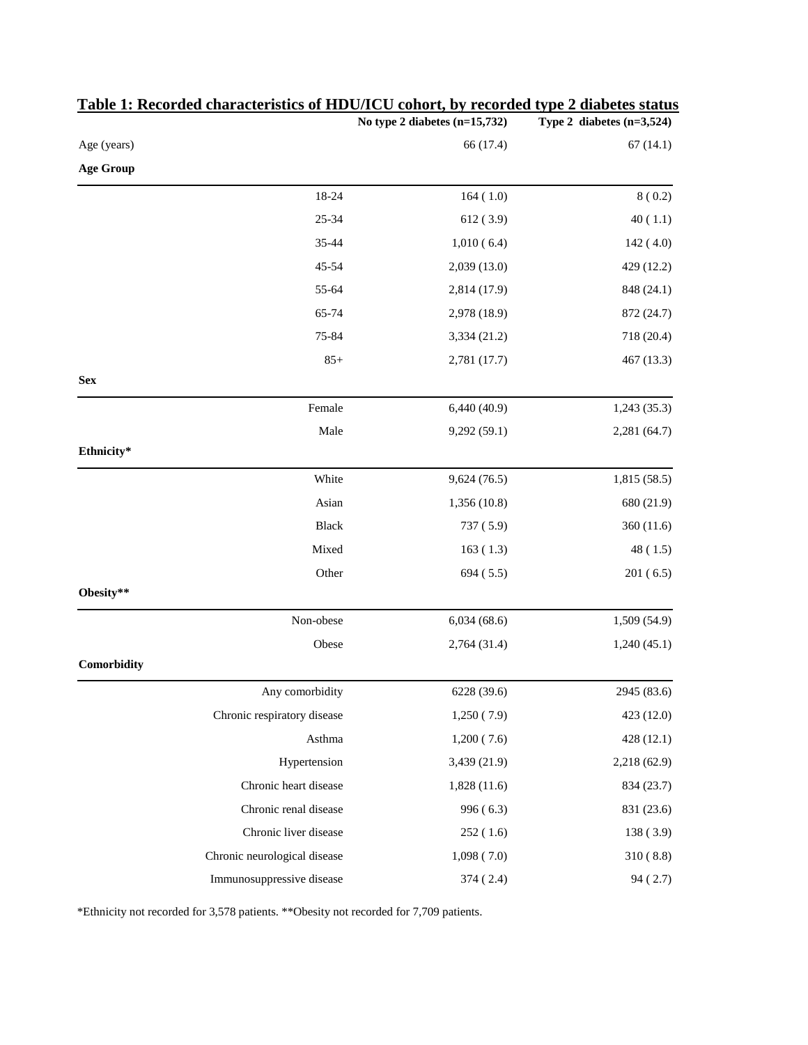**Table 1: Recorded characteristics of HDU/ICU cohort, by recorded type 2 diabetes status**

| | No type 2 diabetes (n=15,732) | Type 2 diabetes (n=3,524) |
|---|---|---|
| Age (years) | 66 (17.4) | 67 (14.1) |
| **Age Group** | | |
| 18-24 | 164 ( 1.0) | 8 ( 0.2) |
| 25-34 | 612 ( 3.9) | 40 ( 1.1) |
| 35-44 | 1,010 ( 6.4) | 142 ( 4.0) |
| 45-54 | 2,039 (13.0) | 429 (12.2) |
| 55-64 | 2,814 (17.9) | 848 (24.1) |
| 65-74 | 2,978 (18.9) | 872 (24.7) |
| 75-84 | 3,334 (21.2) | 718 (20.4) |
| 85+ | 2,781 (17.7) | 467 (13.3) |
| **Sex** | | |
| Female | 6,440 (40.9) | 1,243 (35.3) |
| Male | 9,292 (59.1) | 2,281 (64.7) |
| **Ethnicity*** | | |
| White | 9,624 (76.5) | 1,815 (58.5) |
| Asian | 1,356 (10.8) | 680 (21.9) |
| Black | 737 ( 5.9) | 360 (11.6) |
| Mixed | 163 ( 1.3) | 48 ( 1.5) |
| Other | 694 ( 5.5) | 201 ( 6.5) |
| **Obesity**** | | |
| Non-obese | 6,034 (68.6) | 1,509 (54.9) |
| Obese | 2,764 (31.4) | 1,240 (45.1) |
| **Comorbidity** | | |
| Any comorbidity | 6228 (39.6) | 2945 (83.6) |
| Chronic respiratory disease | 1,250 ( 7.9) | 423 (12.0) |
| Asthma | 1,200 ( 7.6) | 428 (12.1) |
| Hypertension | 3,439 (21.9) | 2,218 (62.9) |
| Chronic heart disease | 1,828 (11.6) | 834 (23.7) |
| Chronic renal disease | 996 ( 6.3) | 831 (23.6) |
| Chronic liver disease | 252 ( 1.6) | 138 ( 3.9) |
| Chronic neurological disease | 1,098 ( 7.0) | 310 ( 8.8) |
| Immunosuppressive disease | 374 ( 2.4) | 94 ( 2.7) |

*Ethnicity not recorded for 3,578 patients. **Obesity not recorded for 7,709 patients.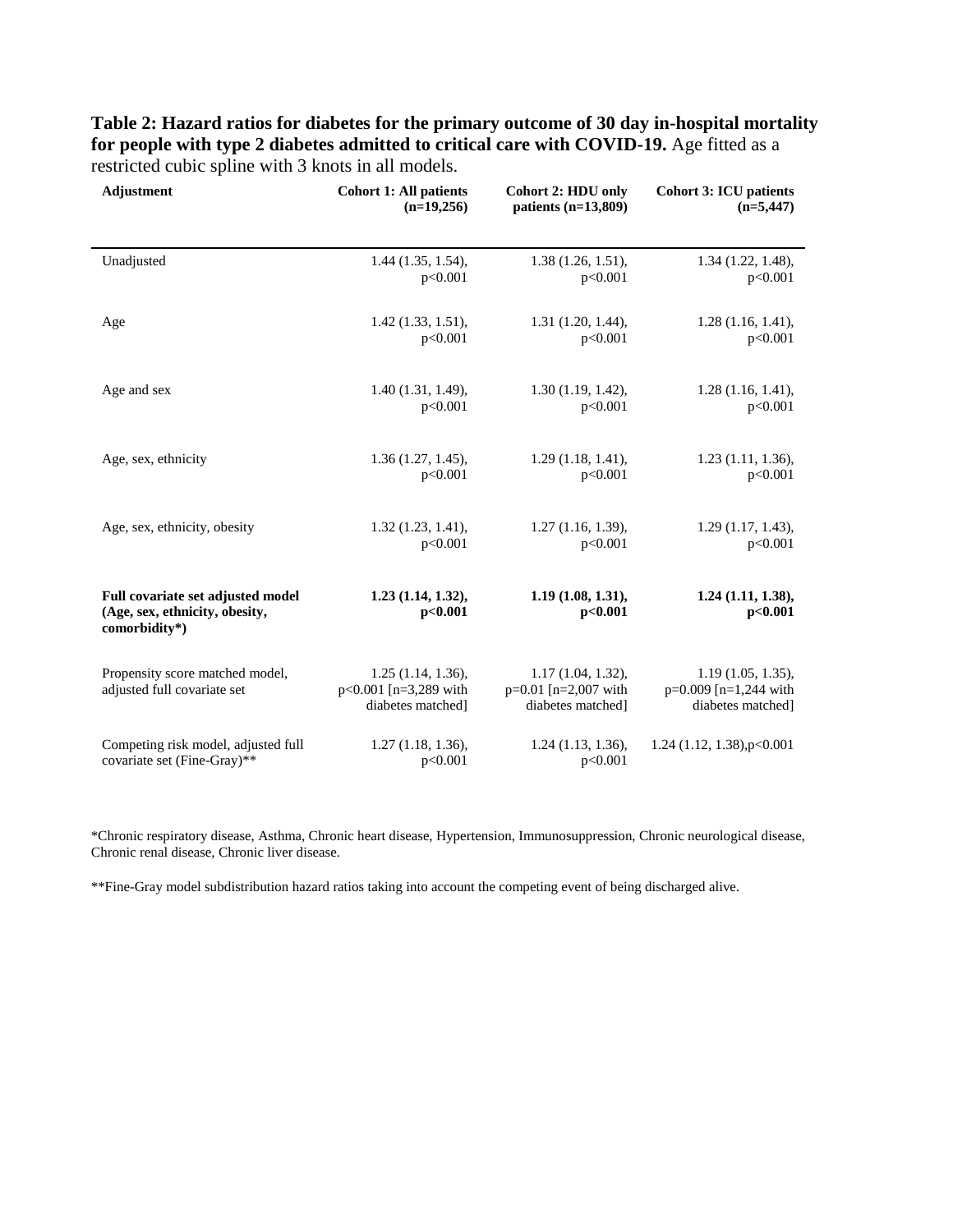**Table 2: Hazard ratios for diabetes for the primary outcome of 30 day in-hospital mortality for people with type 2 diabetes admitted to critical care with COVID-19.** Age fitted as a restricted cubic spline with 3 knots in all models.

| Adjustment | Cohort 1: All patients (n=19,256) | Cohort 2: HDU only patients (n=13,809) | Cohort 3: ICU patients (n=5,447) |
|---|---|---|---|
| Unadjusted | 1.44 (1.35, 1.54), p<0.001 | 1.38 (1.26, 1.51), p<0.001 | 1.34 (1.22, 1.48), p<0.001 |
| Age | 1.42 (1.33, 1.51), p<0.001 | 1.31 (1.20, 1.44), p<0.001 | 1.28 (1.16, 1.41), p<0.001 |
| Age and sex | 1.40 (1.31, 1.49), p<0.001 | 1.30 (1.19, 1.42), p<0.001 | 1.28 (1.16, 1.41), p<0.001 |
| Age, sex, ethnicity | 1.36 (1.27, 1.45), p<0.001 | 1.29 (1.18, 1.41), p<0.001 | 1.23 (1.11, 1.36), p<0.001 |
| Age, sex, ethnicity, obesity | 1.32 (1.23, 1.41), p<0.001 | 1.27 (1.16, 1.39), p<0.001 | 1.29 (1.17, 1.43), p<0.001 |
| **Full covariate set adjusted model (Age, sex, ethnicity, obesity, comorbidity*)** | **1.23 (1.14, 1.32), p<0.001** | **1.19 (1.08, 1.31), p<0.001** | **1.24 (1.11, 1.38), p<0.001** |
| Propensity score matched model, adjusted full covariate set | 1.25 (1.14, 1.36), p<0.001 [n=3,289 with diabetes matched] | 1.17 (1.04, 1.32), p=0.01 [n=2,007 with diabetes matched] | 1.19 (1.05, 1.35), p=0.009 [n=1,244 with diabetes matched] |
| Competing risk model, adjusted full covariate set (Fine-Gray)** | 1.27 (1.18, 1.36), p<0.001 | 1.24 (1.13, 1.36), p<0.001 | 1.24 (1.12, 1.38),p<0.001 |

*Chronic respiratory disease, Asthma, Chronic heart disease, Hypertension, Immunosuppression, Chronic neurological disease, Chronic renal disease, Chronic liver disease.

**Fine-Gray model subdistribution hazard ratios taking into account the competing event of being discharged alive.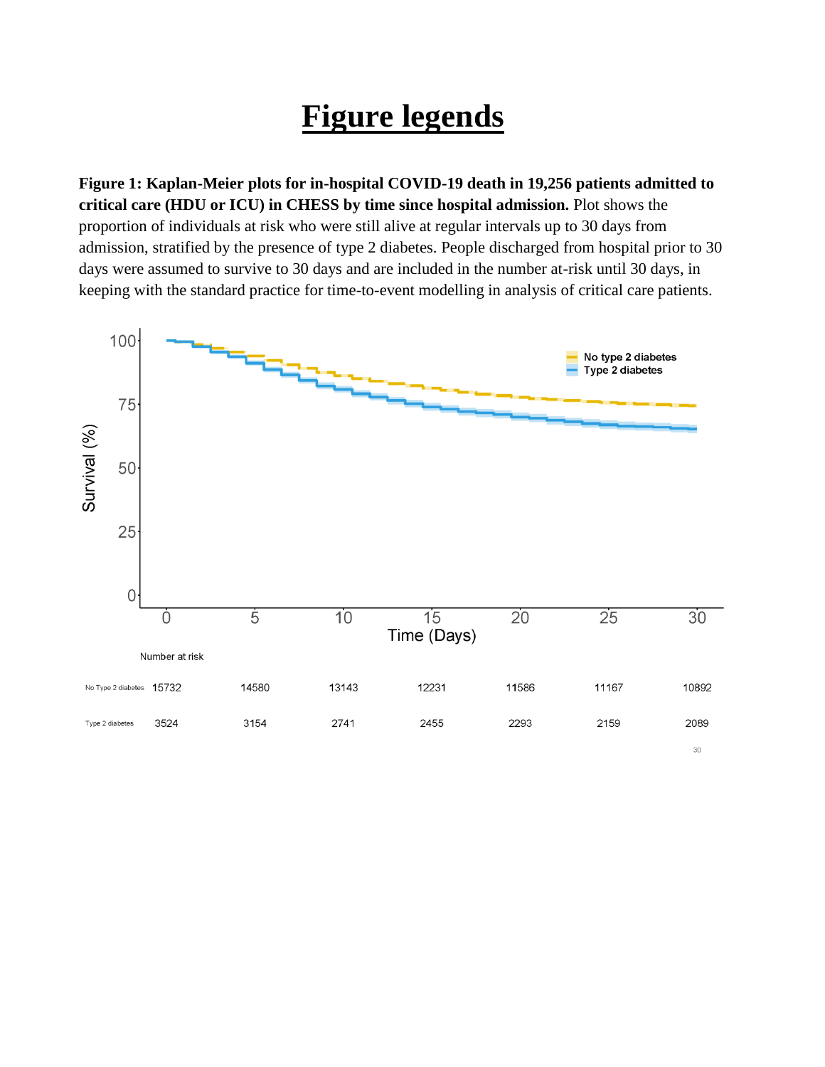# Figure legends

**Figure 1: Kaplan-Meier plots for in-hospital COVID-19 death in 19,256 patients admitted to critical care (HDU or ICU) in CHESS by time since hospital admission.** Plot shows the proportion of individuals at risk who were still alive at regular intervals up to 30 days from admission, stratified by the presence of type 2 diabetes. People discharged from hospital prior to 30 days were assumed to survive to 30 days and are included in the number at-risk until 30 days, in keeping with the standard practice for time-to-event modelling in analysis of critical care patients.

Number at risk

| | 0 | 5 | 10 | 15 | 20 | 25 | 30 |
|---|---|---|---|---|---|---|---|
| No Type 2 diabetes | 15732 | 14580 | 13143 | 12231 | 11586 | 11167 | 10892 |
| Type 2 diabetes | 3524 | 3154 | 2741 | 2455 | 2293 | 2159 | 2089 |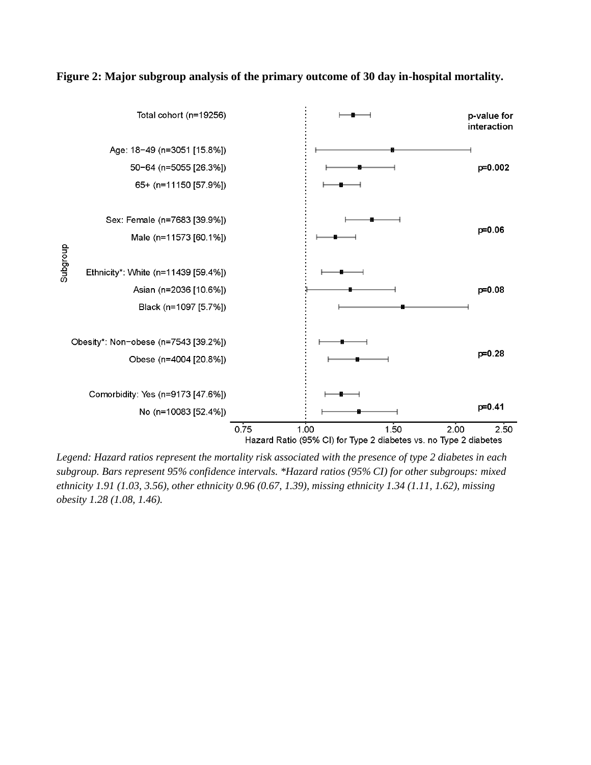**Figure 2: Major subgroup analysis of the primary outcome of 30 day in-hospital mortality.**

Subgroup

Total cohort (n=19256)

p-value for interaction

Age: 18−49 (n=3051 [15.8%])

50−64 (n=5055 [26.3%])

65+ (n=11150 [57.9%])

p=0.002

Sex: Female (n=7683 [39.9%])

Male (n=11573 [60.1%])

p=0.06

Ethnicity*: White (n=11439 [59.4%])

Asian (n=2036 [10.6%])

Black (n=1097 [5.7%])

p=0.08

Obesity*: Non−obese (n=7543 [39.2%])

Obese (n=4004 [20.8%])

p=0.28

Comorbidity: Yes (n=9173 [47.6%])

No (n=10083 [52.4%])

p=0.41

0.75 1.00 1.50 2.00 2.50

Hazard Ratio (95% CI) for Type 2 diabetes vs. no Type 2 diabetes

*Legend: Hazard ratios represent the mortality risk associated with the presence of type 2 diabetes in each subgroup. Bars represent 95% confidence intervals. *Hazard ratios (95% CI) for other subgroups: mixed ethnicity 1.91 (1.03, 3.56), other ethnicity 0.96 (0.67, 1.39), missing ethnicity 1.34 (1.11, 1.62), missing obesity 1.28 (1.08, 1.46).*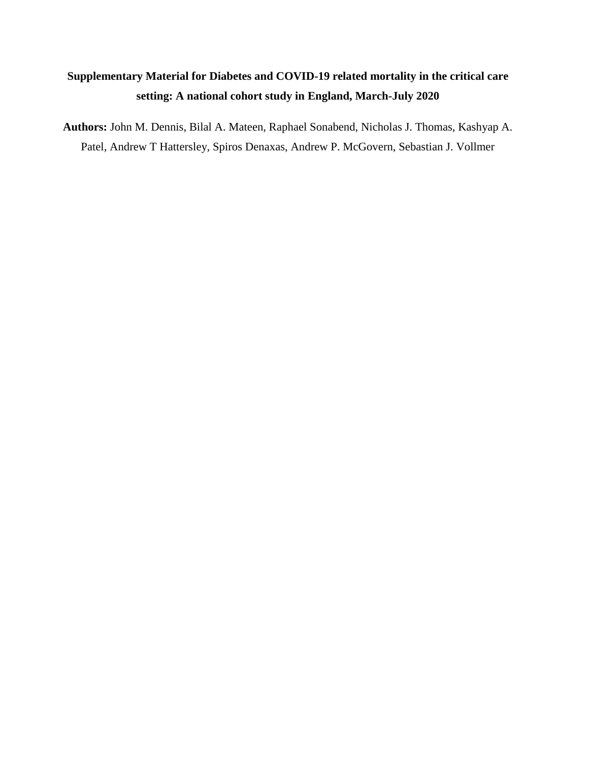**Supplementary Material for Diabetes and COVID-19 related mortality in the critical care setting: A national cohort study in England, March-July 2020**

**Authors:** John M. Dennis, Bilal A. Mateen, Raphael Sonabend, Nicholas J. Thomas, Kashyap A. Patel, Andrew T Hattersley, Spiros Denaxas, Andrew P. McGovern, Sebastian J. Vollmer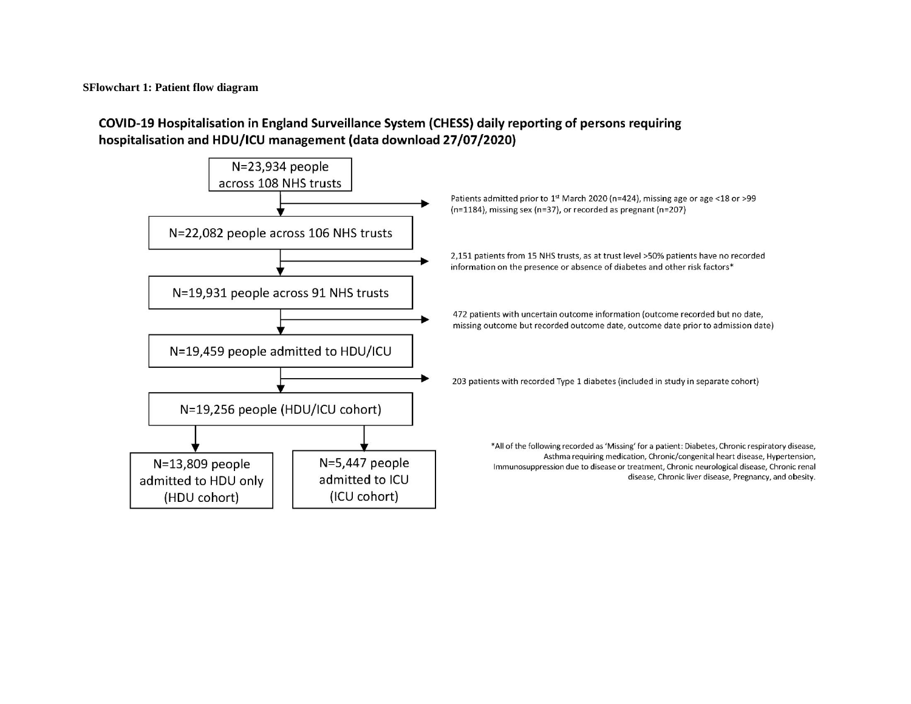**SFlowchart 1: Patient flow diagram**

**COVID-19 Hospitalisation in England Surveillance System (CHESS) daily reporting of persons requiring hospitalisation and HDU/ICU management (data download 27/07/2020)**

N=23,934 people across 108 NHS trusts

→ Patients admitted prior to 1st March 2020 (n=424), missing age or age <18 or >99 (n=1184), missing sex (n=37), or recorded as pregnant (n=207)

N=22,082 people across 106 NHS trusts

→ 2,151 patients from 15 NHS trusts, as at trust level >50% patients have no recorded information on the presence or absence of diabetes and other risk factors*

N=19,931 people across 91 NHS trusts

→ 472 patients with uncertain outcome information (outcome recorded but no date, missing outcome but recorded outcome date, outcome date prior to admission date)

N=19,459 people admitted to HDU/ICU

→ 203 patients with recorded Type 1 diabetes (included in study in separate cohort)

N=19,256 people (HDU/ICU cohort)

- N=13,809 people admitted to HDU only (HDU cohort)
- N=5,447 people admitted to ICU (ICU cohort)

*All of the following recorded as 'Missing' for a patient: Diabetes, Chronic respiratory disease, Asthma requiring medication, Chronic/congenital heart disease, Hypertension, Immunosuppression due to disease or treatment, Chronic neurological disease, Chronic renal disease, Chronic liver disease, Pregnancy, and obesity.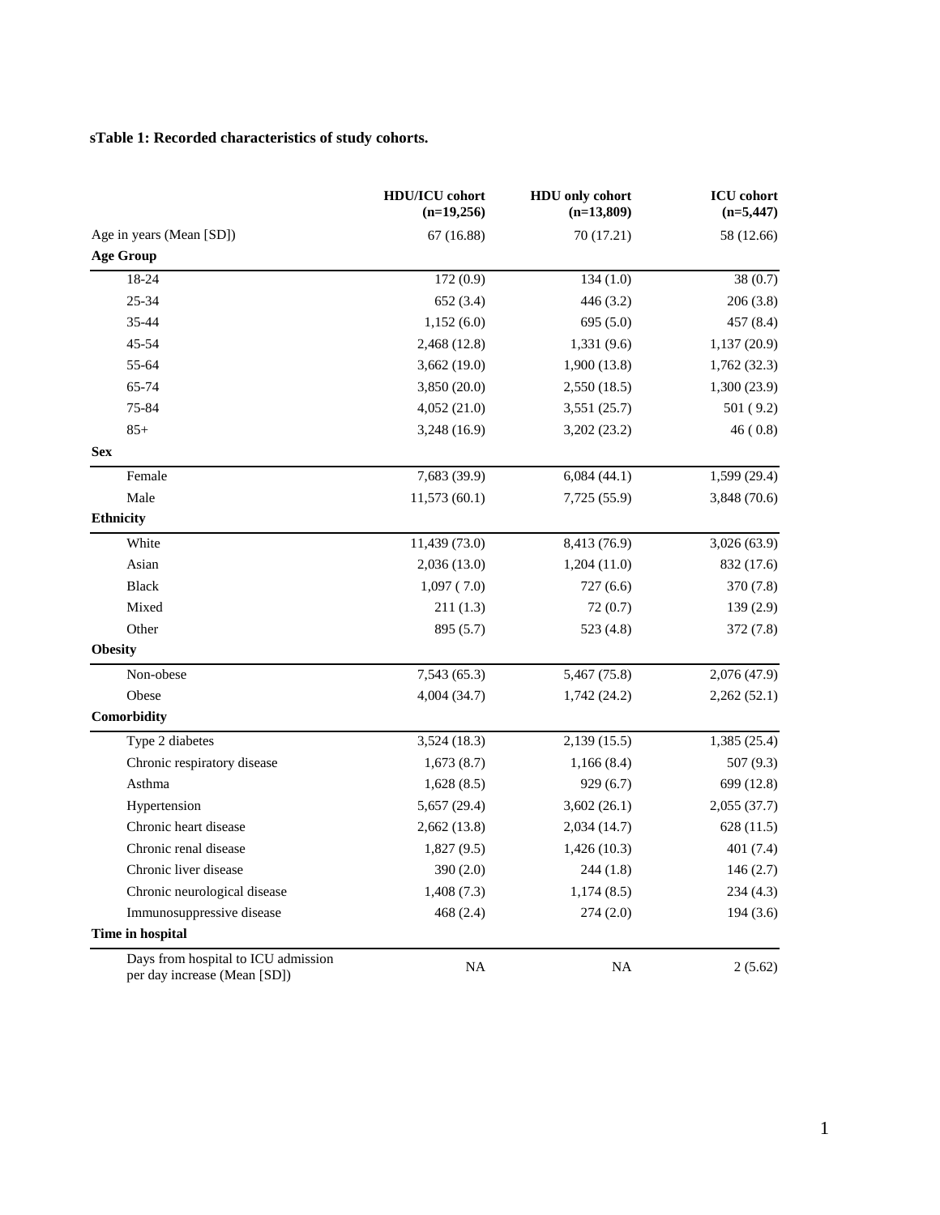**sTable 1: Recorded characteristics of study cohorts.**

| | HDU/ICU cohort (n=19,256) | HDU only cohort (n=13,809) | ICU cohort (n=5,447) |
|---|---|---|---|
| Age in years (Mean [SD]) | 67 (16.88) | 70 (17.21) | 58 (12.66) |
| **Age Group** | | | |
| 18-24 | 172 (0.9) | 134 (1.0) | 38 (0.7) |
| 25-34 | 652 (3.4) | 446 (3.2) | 206 (3.8) |
| 35-44 | 1,152 (6.0) | 695 (5.0) | 457 (8.4) |
| 45-54 | 2,468 (12.8) | 1,331 (9.6) | 1,137 (20.9) |
| 55-64 | 3,662 (19.0) | 1,900 (13.8) | 1,762 (32.3) |
| 65-74 | 3,850 (20.0) | 2,550 (18.5) | 1,300 (23.9) |
| 75-84 | 4,052 (21.0) | 3,551 (25.7) | 501 ( 9.2) |
| 85+ | 3,248 (16.9) | 3,202 (23.2) | 46 ( 0.8) |
| **Sex** | | | |
| Female | 7,683 (39.9) | 6,084 (44.1) | 1,599 (29.4) |
| Male | 11,573 (60.1) | 7,725 (55.9) | 3,848 (70.6) |
| **Ethnicity** | | | |
| White | 11,439 (73.0) | 8,413 (76.9) | 3,026 (63.9) |
| Asian | 2,036 (13.0) | 1,204 (11.0) | 832 (17.6) |
| Black | 1,097 ( 7.0) | 727 (6.6) | 370 (7.8) |
| Mixed | 211 (1.3) | 72 (0.7) | 139 (2.9) |
| Other | 895 (5.7) | 523 (4.8) | 372 (7.8) |
| **Obesity** | | | |
| Non-obese | 7,543 (65.3) | 5,467 (75.8) | 2,076 (47.9) |
| Obese | 4,004 (34.7) | 1,742 (24.2) | 2,262 (52.1) |
| **Comorbidity** | | | |
| Type 2 diabetes | 3,524 (18.3) | 2,139 (15.5) | 1,385 (25.4) |
| Chronic respiratory disease | 1,673 (8.7) | 1,166 (8.4) | 507 (9.3) |
| Asthma | 1,628 (8.5) | 929 (6.7) | 699 (12.8) |
| Hypertension | 5,657 (29.4) | 3,602 (26.1) | 2,055 (37.7) |
| Chronic heart disease | 2,662 (13.8) | 2,034 (14.7) | 628 (11.5) |
| Chronic renal disease | 1,827 (9.5) | 1,426 (10.3) | 401 (7.4) |
| Chronic liver disease | 390 (2.0) | 244 (1.8) | 146 (2.7) |
| Chronic neurological disease | 1,408 (7.3) | 1,174 (8.5) | 234 (4.3) |
| Immunosuppressive disease | 468 (2.4) | 274 (2.0) | 194 (3.6) |
| **Time in hospital** | | | |
| Days from hospital to ICU admission per day increase (Mean [SD]) | NA | NA | 2 (5.62) |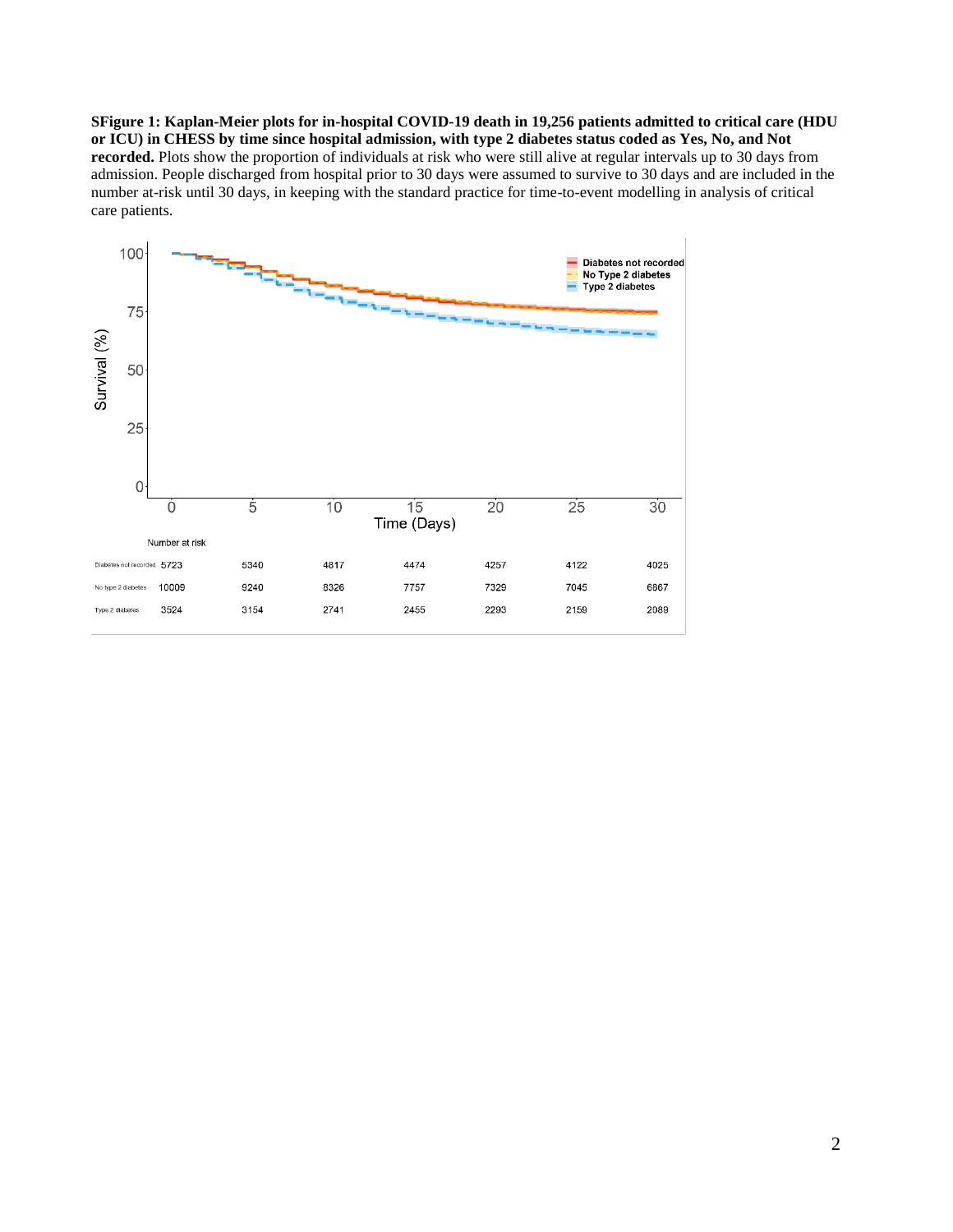**SFigure 1: Kaplan-Meier plots for in-hospital COVID-19 death in 19,256 patients admitted to critical care (HDU or ICU) in CHESS by time since hospital admission, with type 2 diabetes status coded as Yes, No, and Not recorded.** Plots show the proportion of individuals at risk who were still alive at regular intervals up to 30 days from admission. People discharged from hospital prior to 30 days were assumed to survive to 30 days and are included in the number at-risk until 30 days, in keeping with the standard practice for time-to-event modelling in analysis of critical care patients.

Number at risk

| | 0 | 5 | 10 | 15 | 20 | 25 | 30 |
|---|---|---|---|---|---|---|---|
| Diabetes not recorded | 5723 | 5340 | 4817 | 4474 | 4257 | 4122 | 4025 |
| No type 2 diabetes | 10009 | 9240 | 8326 | 7757 | 7329 | 7045 | 6867 |
| Type 2 diabetes | 3524 | 3154 | 2741 | 2455 | 2293 | 2159 | 2089 |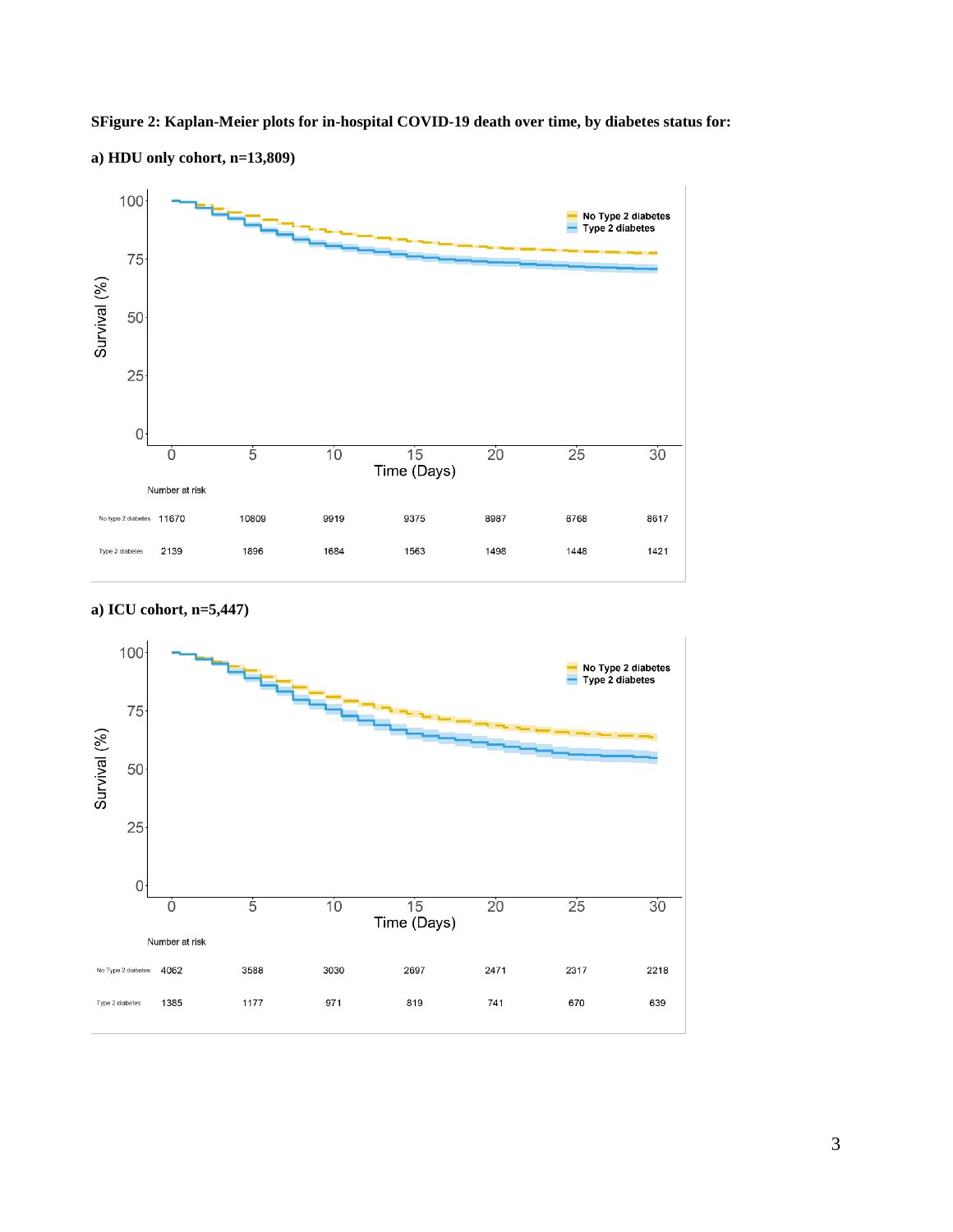**SFigure 2: Kaplan-Meier plots for in-hospital COVID-19 death over time, by diabetes status for:**

**a) HDU only cohort, n=13,809)**

Number at risk

| | 0 | 5 | 10 | 15 | 20 | 25 | 30 |
|---|---|---|---|---|---|---|---|
| No type 2 diabetes | 11670 | 10809 | 9919 | 9375 | 8987 | 8768 | 8617 |
| Type 2 diabetes | 2139 | 1896 | 1684 | 1563 | 1498 | 1448 | 1421 |

**a) ICU cohort, n=5,447)**

Number at risk

| | 0 | 5 | 10 | 15 | 20 | 25 | 30 |
|---|---|---|---|---|---|---|---|
| No Type 2 diabetes | 4062 | 3588 | 3030 | 2697 | 2471 | 2317 | 2218 |
| Type 2 diabetes | 1385 | 1177 | 971 | 819 | 741 | 670 | 639 |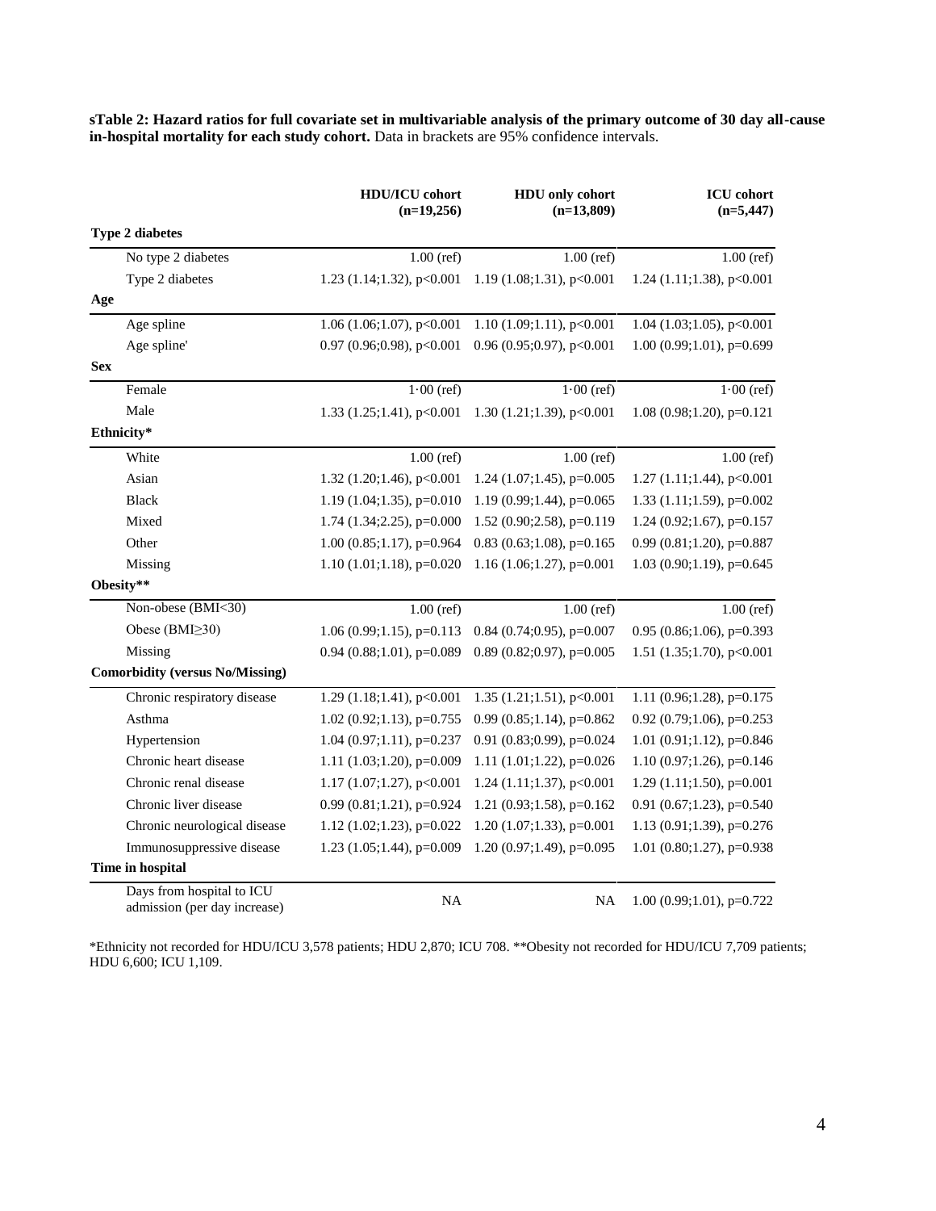**sTable 2: Hazard ratios for full covariate set in multivariable analysis of the primary outcome of 30 day all-cause in-hospital mortality for each study cohort.** Data in brackets are 95% confidence intervals.

| | HDU/ICU cohort (n=19,256) | HDU only cohort (n=13,809) | ICU cohort (n=5,447) |
|---|---|---|---|
| **Type 2 diabetes** | | | |
| No type 2 diabetes | 1.00 (ref) | 1.00 (ref) | 1.00 (ref) |
| Type 2 diabetes | 1.23 (1.14;1.32), p<0.001 | 1.19 (1.08;1.31), p<0.001 | 1.24 (1.11;1.38), p<0.001 |
| **Age** | | | |
| Age spline | 1.06 (1.06;1.07), p<0.001 | 1.10 (1.09;1.11), p<0.001 | 1.04 (1.03;1.05), p<0.001 |
| Age spline' | 0.97 (0.96;0.98), p<0.001 | 0.96 (0.95;0.97), p<0.001 | 1.00 (0.99;1.01), p=0.699 |
| **Sex** | | | |
| Female | 1·00 (ref) | 1·00 (ref) | 1·00 (ref) |
| Male | 1.33 (1.25;1.41), p<0.001 | 1.30 (1.21;1.39), p<0.001 | 1.08 (0.98;1.20), p=0.121 |
| **Ethnicity*** | | | |
| White | 1.00 (ref) | 1.00 (ref) | 1.00 (ref) |
| Asian | 1.32 (1.20;1.46), p<0.001 | 1.24 (1.07;1.45), p=0.005 | 1.27 (1.11;1.44), p<0.001 |
| Black | 1.19 (1.04;1.35), p=0.010 | 1.19 (0.99;1.44), p=0.065 | 1.33 (1.11;1.59), p=0.002 |
| Mixed | 1.74 (1.34;2.25), p=0.000 | 1.52 (0.90;2.58), p=0.119 | 1.24 (0.92;1.67), p=0.157 |
| Other | 1.00 (0.85;1.17), p=0.964 | 0.83 (0.63;1.08), p=0.165 | 0.99 (0.81;1.20), p=0.887 |
| Missing | 1.10 (1.01;1.18), p=0.020 | 1.16 (1.06;1.27), p=0.001 | 1.03 (0.90;1.19), p=0.645 |
| **Obesity**** | | | |
| Non-obese (BMI<30) | 1.00 (ref) | 1.00 (ref) | 1.00 (ref) |
| Obese (BMI≥30) | 1.06 (0.99;1.15), p=0.113 | 0.84 (0.74;0.95), p=0.007 | 0.95 (0.86;1.06), p=0.393 |
| Missing | 0.94 (0.88;1.01), p=0.089 | 0.89 (0.82;0.97), p=0.005 | 1.51 (1.35;1.70), p<0.001 |
| **Comorbidity (versus No/Missing)** | | | |
| Chronic respiratory disease | 1.29 (1.18;1.41), p<0.001 | 1.35 (1.21;1.51), p<0.001 | 1.11 (0.96;1.28), p=0.175 |
| Asthma | 1.02 (0.92;1.13), p=0.755 | 0.99 (0.85;1.14), p=0.862 | 0.92 (0.79;1.06), p=0.253 |
| Hypertension | 1.04 (0.97;1.11), p=0.237 | 0.91 (0.83;0.99), p=0.024 | 1.01 (0.91;1.12), p=0.846 |
| Chronic heart disease | 1.11 (1.03;1.20), p=0.009 | 1.11 (1.01;1.22), p=0.026 | 1.10 (0.97;1.26), p=0.146 |
| Chronic renal disease | 1.17 (1.07;1.27), p<0.001 | 1.24 (1.11;1.37), p<0.001 | 1.29 (1.11;1.50), p=0.001 |
| Chronic liver disease | 0.99 (0.81;1.21), p=0.924 | 1.21 (0.93;1.58), p=0.162 | 0.91 (0.67;1.23), p=0.540 |
| Chronic neurological disease | 1.12 (1.02;1.23), p=0.022 | 1.20 (1.07;1.33), p=0.001 | 1.13 (0.91;1.39), p=0.276 |
| Immunosuppressive disease | 1.23 (1.05;1.44), p=0.009 | 1.20 (0.97;1.49), p=0.095 | 1.01 (0.80;1.27), p=0.938 |
| **Time in hospital** | | | |
| Days from hospital to ICU admission (per day increase) | NA | NA | 1.00 (0.99;1.01), p=0.722 |

*Ethnicity not recorded for HDU/ICU 3,578 patients; HDU 2,870; ICU 708. **Obesity not recorded for HDU/ICU 7,709 patients; HDU 6,600; ICU 1,109.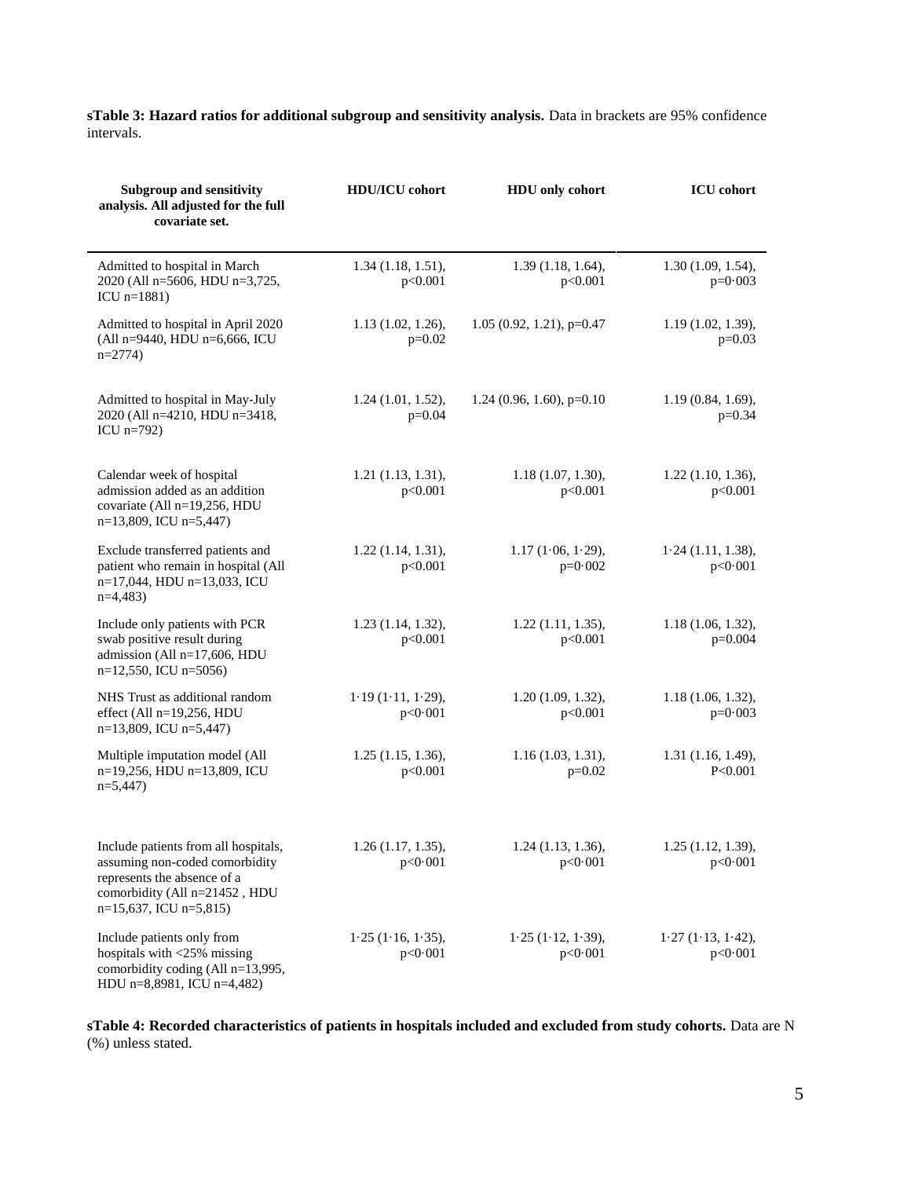**sTable 3: Hazard ratios for additional subgroup and sensitivity analysis.** Data in brackets are 95% confidence intervals.

| Subgroup and sensitivity analysis. All adjusted for the full covariate set. | HDU/ICU cohort | HDU only cohort | ICU cohort |
|---|---|---|---|
| Admitted to hospital in March 2020 (All n=5606, HDU n=3,725, ICU n=1881) | 1.34 (1.18, 1.51), p<0.001 | 1.39 (1.18, 1.64), p<0.001 | 1.30 (1.09, 1.54), p=0·003 |
| Admitted to hospital in April 2020 (All n=9440, HDU n=6,666, ICU n=2774) | 1.13 (1.02, 1.26), p=0.02 | 1.05 (0.92, 1.21), p=0.47 | 1.19 (1.02, 1.39), p=0.03 |
| Admitted to hospital in May-July 2020 (All n=4210, HDU n=3418, ICU n=792) | 1.24 (1.01, 1.52), p=0.04 | 1.24 (0.96, 1.60), p=0.10 | 1.19 (0.84, 1.69), p=0.34 |
| Calendar week of hospital admission added as an addition covariate (All n=19,256, HDU n=13,809, ICU n=5,447) | 1.21 (1.13, 1.31), p<0.001 | 1.18 (1.07, 1.30), p<0.001 | 1.22 (1.10, 1.36), p<0.001 |
| Exclude transferred patients and patient who remain in hospital (All n=17,044, HDU n=13,033, ICU n=4,483) | 1.22 (1.14, 1.31), p<0.001 | 1.17 (1·06, 1·29), p=0·002 | 1·24 (1.11, 1.38), p<0·001 |
| Include only patients with PCR swab positive result during admission (All n=17,606, HDU n=12,550, ICU n=5056) | 1.23 (1.14, 1.32), p<0.001 | 1.22 (1.11, 1.35), p<0.001 | 1.18 (1.06, 1.32), p=0.004 |
| NHS Trust as additional random effect (All n=19,256, HDU n=13,809, ICU n=5,447) | 1·19 (1·11, 1·29), p<0·001 | 1.20 (1.09, 1.32), p<0.001 | 1.18 (1.06, 1.32), p=0·003 |
| Multiple imputation model (All n=19,256, HDU n=13,809, ICU n=5,447) | 1.25 (1.15, 1.36), p<0.001 | 1.16 (1.03, 1.31), p=0.02 | 1.31 (1.16, 1.49), P<0.001 |
| Include patients from all hospitals, assuming non-coded comorbidity represents the absence of a comorbidity (All n=21452 , HDU n=15,637, ICU n=5,815) | 1.26 (1.17, 1.35), p<0·001 | 1.24 (1.13, 1.36), p<0·001 | 1.25 (1.12, 1.39), p<0·001 |
| Include patients only from hospitals with <25% missing comorbidity coding (All n=13,995, HDU n=8,8981, ICU n=4,482) | 1·25 (1·16, 1·35), p<0·001 | 1·25 (1·12, 1·39), p<0·001 | 1·27 (1·13, 1·42), p<0·001 |

**sTable 4: Recorded characteristics of patients in hospitals included and excluded from study cohorts.** Data are N (%) unless stated.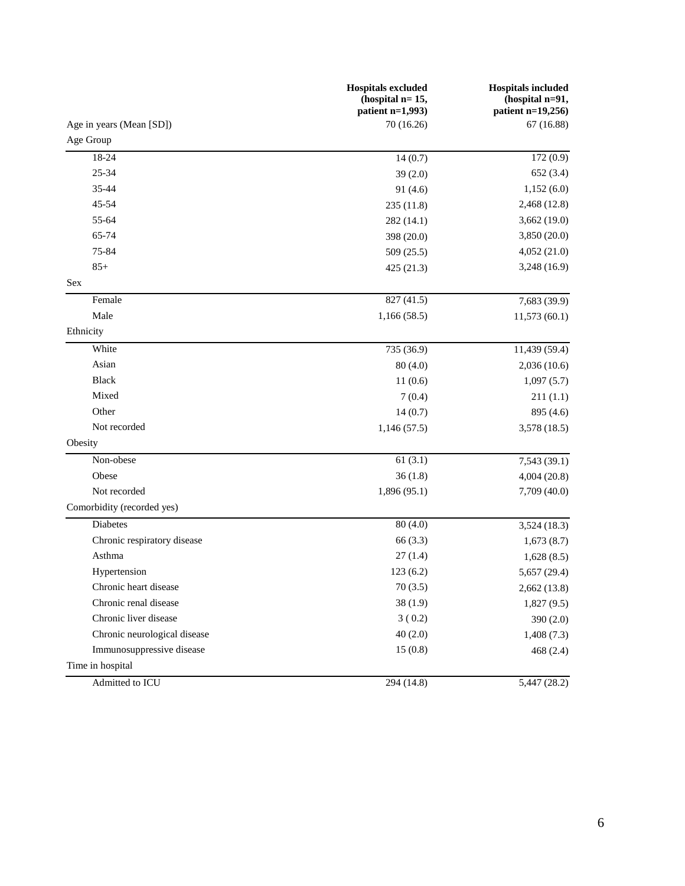| | Hospitals excluded (hospital n= 15, patient n=1,993) | Hospitals included (hospital n=91, patient n=19,256) |
|---|---|---|
| Age in years (Mean [SD]) | 70 (16.26) | 67 (16.88) |
| Age Group | | |
| 18-24 | 14 (0.7) | 172 (0.9) |
| 25-34 | 39 (2.0) | 652 (3.4) |
| 35-44 | 91 (4.6) | 1,152 (6.0) |
| 45-54 | 235 (11.8) | 2,468 (12.8) |
| 55-64 | 282 (14.1) | 3,662 (19.0) |
| 65-74 | 398 (20.0) | 3,850 (20.0) |
| 75-84 | 509 (25.5) | 4,052 (21.0) |
| 85+ | 425 (21.3) | 3,248 (16.9) |
| Sex | | |
| Female | 827 (41.5) | 7,683 (39.9) |
| Male | 1,166 (58.5) | 11,573 (60.1) |
| Ethnicity | | |
| White | 735 (36.9) | 11,439 (59.4) |
| Asian | 80 (4.0) | 2,036 (10.6) |
| Black | 11 (0.6) | 1,097 (5.7) |
| Mixed | 7 (0.4) | 211 (1.1) |
| Other | 14 (0.7) | 895 (4.6) |
| Not recorded | 1,146 (57.5) | 3,578 (18.5) |
| Obesity | | |
| Non-obese | 61 (3.1) | 7,543 (39.1) |
| Obese | 36 (1.8) | 4,004 (20.8) |
| Not recorded | 1,896 (95.1) | 7,709 (40.0) |
| Comorbidity (recorded yes) | | |
| Diabetes | 80 (4.0) | 3,524 (18.3) |
| Chronic respiratory disease | 66 (3.3) | 1,673 (8.7) |
| Asthma | 27 (1.4) | 1,628 (8.5) |
| Hypertension | 123 (6.2) | 5,657 (29.4) |
| Chronic heart disease | 70 (3.5) | 2,662 (13.8) |
| Chronic renal disease | 38 (1.9) | 1,827 (9.5) |
| Chronic liver disease | 3 ( 0.2) | 390 (2.0) |
| Chronic neurological disease | 40 (2.0) | 1,408 (7.3) |
| Immunosuppressive disease | 15 (0.8) | 468 (2.4) |
| Time in hospital | | |
| Admitted to ICU | 294 (14.8) | 5,447 (28.2) |